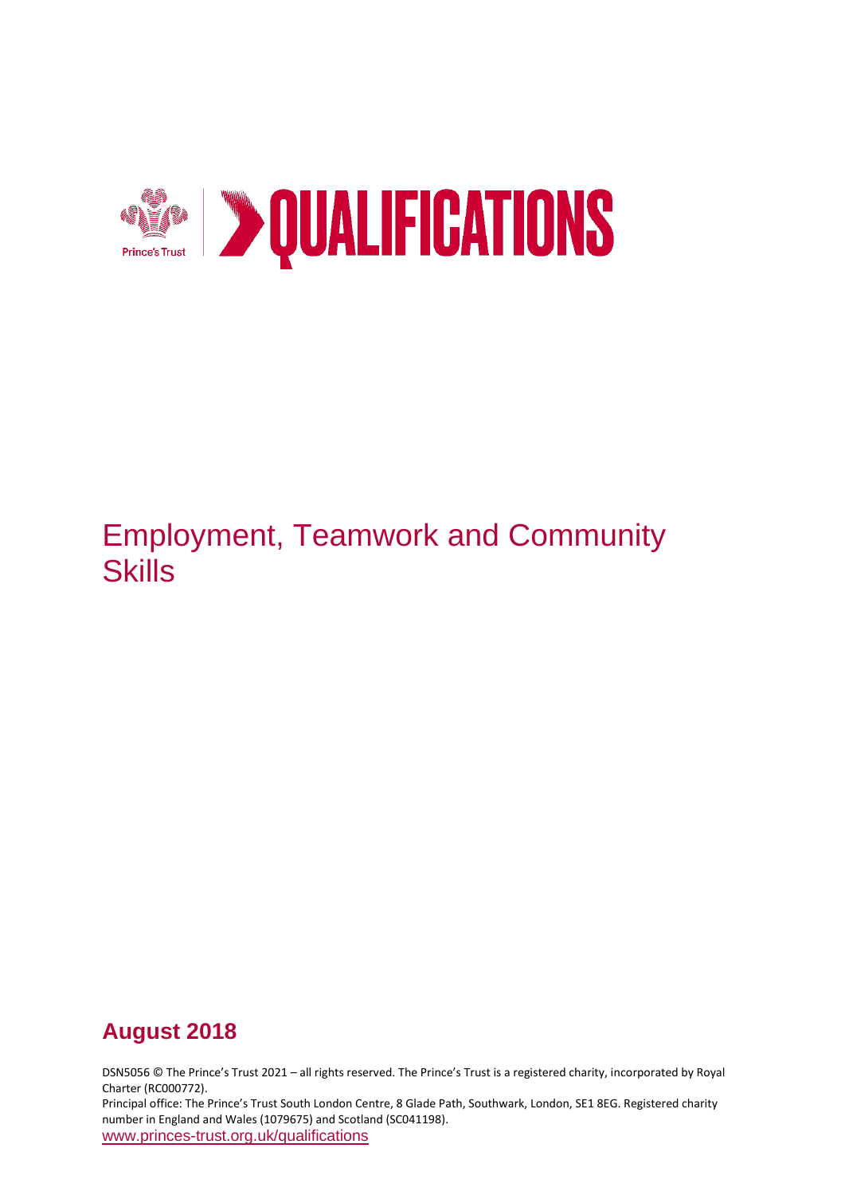Prince's Trust | QUALIFICATIONS

# Employment, Teamwork and Community Skills

## August 2018

DSN5056 © The Prince's Trust 2021 – all rights reserved. The Prince's Trust is a registered charity, incorporated by Royal Charter (RC000772).
Principal office: The Prince's Trust South London Centre, 8 Glade Path, Southwark, London, SE1 8EG. Registered charity number in England and Wales (1079675) and Scotland (SC041198).
www.princes-trust.org.uk/qualifications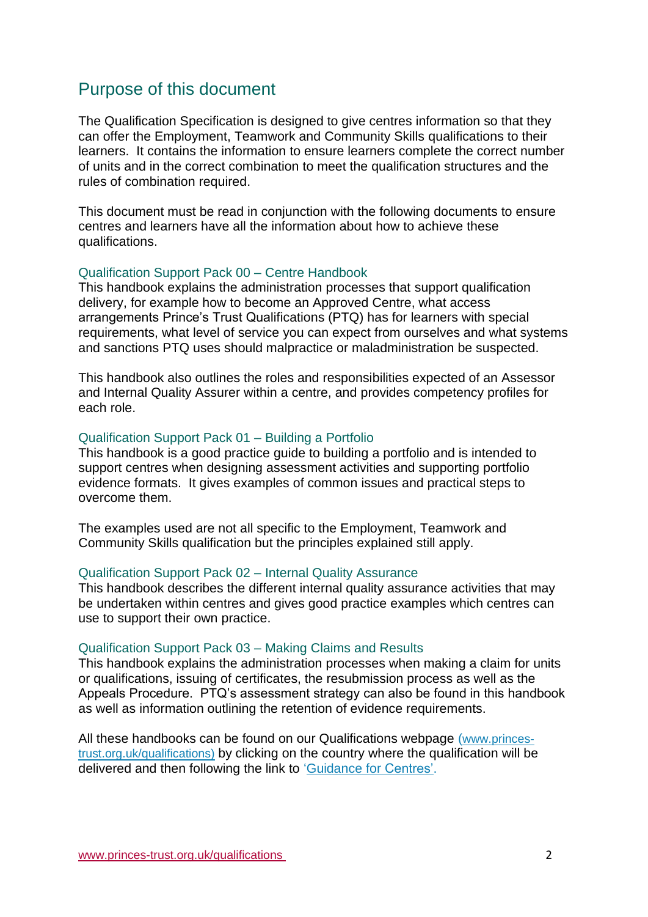## Purpose of this document

The Qualification Specification is designed to give centres information so that they can offer the Employment, Teamwork and Community Skills qualifications to their learners. It contains the information to ensure learners complete the correct number of units and in the correct combination to meet the qualification structures and the rules of combination required.

This document must be read in conjunction with the following documents to ensure centres and learners have all the information about how to achieve these qualifications.

### Qualification Support Pack 00 – Centre Handbook

This handbook explains the administration processes that support qualification delivery, for example how to become an Approved Centre, what access arrangements Prince's Trust Qualifications (PTQ) has for learners with special requirements, what level of service you can expect from ourselves and what systems and sanctions PTQ uses should malpractice or maladministration be suspected.

This handbook also outlines the roles and responsibilities expected of an Assessor and Internal Quality Assurer within a centre, and provides competency profiles for each role.

### Qualification Support Pack 01 – Building a Portfolio

This handbook is a good practice guide to building a portfolio and is intended to support centres when designing assessment activities and supporting portfolio evidence formats. It gives examples of common issues and practical steps to overcome them.

The examples used are not all specific to the Employment, Teamwork and Community Skills qualification but the principles explained still apply.

### Qualification Support Pack 02 – Internal Quality Assurance

This handbook describes the different internal quality assurance activities that may be undertaken within centres and gives good practice examples which centres can use to support their own practice.

### Qualification Support Pack 03 – Making Claims and Results

This handbook explains the administration processes when making a claim for units or qualifications, issuing of certificates, the resubmission process as well as the Appeals Procedure. PTQ's assessment strategy can also be found in this handbook as well as information outlining the retention of evidence requirements.

All these handbooks can be found on our Qualifications webpage (www.princes-trust.org.uk/qualifications) by clicking on the country where the qualification will be delivered and then following the link to 'Guidance for Centres'.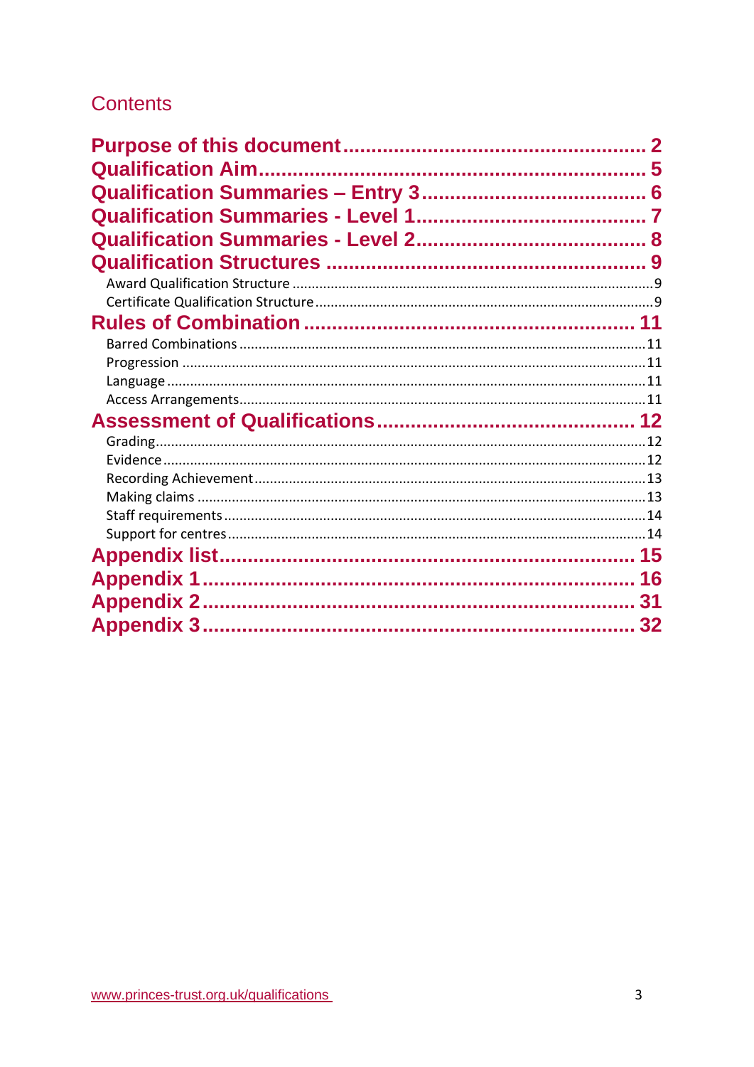## Contents

- **Purpose of this document** ..... 2
- **Qualification Aim** ..... 5
- **Qualification Summaries – Entry 3** ..... 6
- **Qualification Summaries - Level 1** ..... 7
- **Qualification Summaries - Level 2** ..... 8
- **Qualification Structures** ..... 9
  - Award Qualification Structure ..... 9
  - Certificate Qualification Structure ..... 9
- **Rules of Combination** ..... 11
  - Barred Combinations ..... 11
  - Progression ..... 11
  - Language ..... 11
  - Access Arrangements ..... 11
- **Assessment of Qualifications** ..... 12
  - Grading ..... 12
  - Evidence ..... 12
  - Recording Achievement ..... 13
  - Making claims ..... 13
  - Staff requirements ..... 14
  - Support for centres ..... 14
- **Appendix list** ..... 15
- **Appendix 1** ..... 16
- **Appendix 2** ..... 31
- **Appendix 3** ..... 32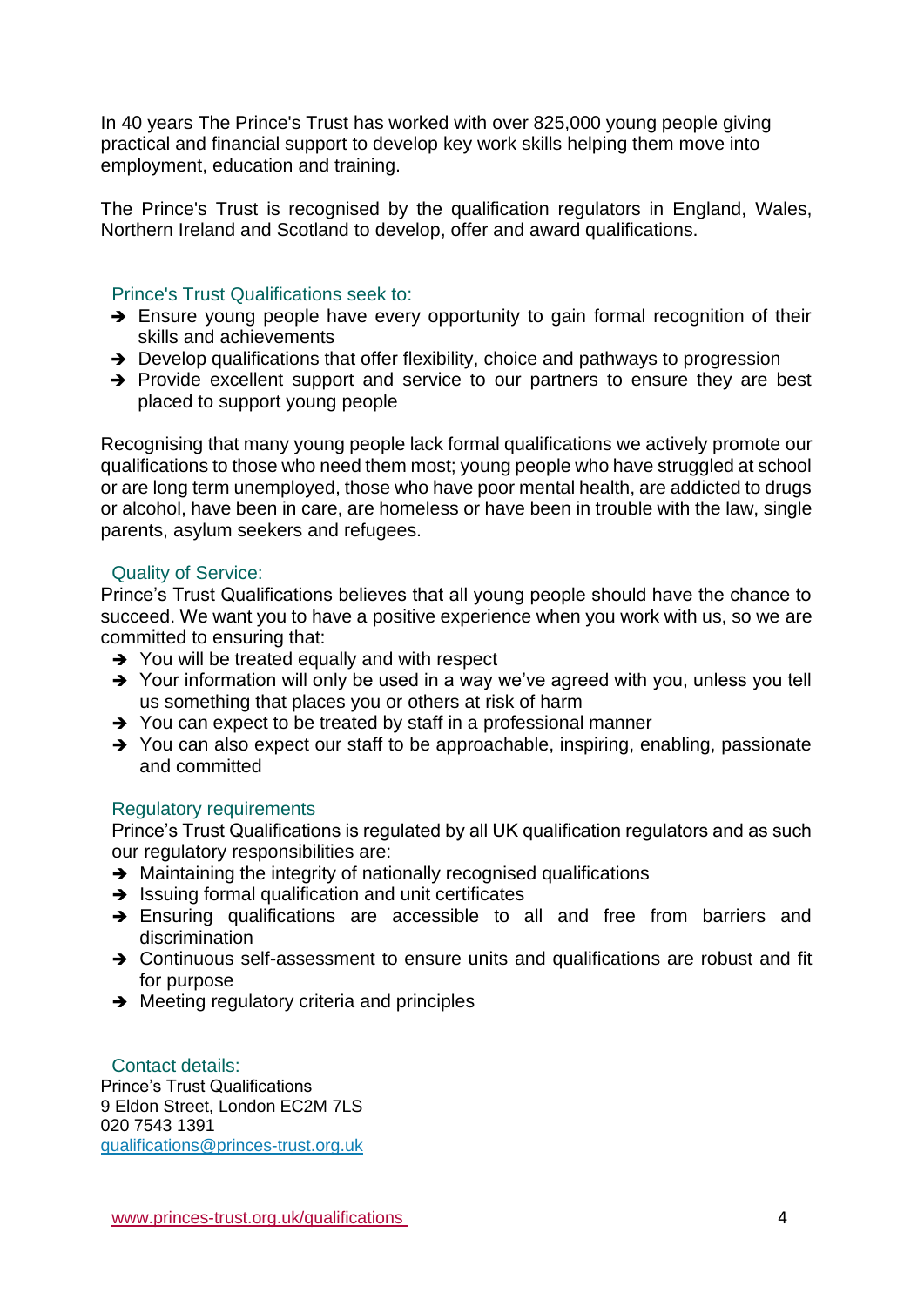In 40 years The Prince's Trust has worked with over 825,000 young people giving practical and financial support to develop key work skills helping them move into employment, education and training.

The Prince's Trust is recognised by the qualification regulators in England, Wales, Northern Ireland and Scotland to develop, offer and award qualifications.

### Prince's Trust Qualifications seek to:

- ➔ Ensure young people have every opportunity to gain formal recognition of their skills and achievements
- ➔ Develop qualifications that offer flexibility, choice and pathways to progression
- ➔ Provide excellent support and service to our partners to ensure they are best placed to support young people

Recognising that many young people lack formal qualifications we actively promote our qualifications to those who need them most; young people who have struggled at school or are long term unemployed, those who have poor mental health, are addicted to drugs or alcohol, have been in care, are homeless or have been in trouble with the law, single parents, asylum seekers and refugees.

### Quality of Service:

Prince's Trust Qualifications believes that all young people should have the chance to succeed. We want you to have a positive experience when you work with us, so we are committed to ensuring that:

- ➔ You will be treated equally and with respect
- ➔ Your information will only be used in a way we've agreed with you, unless you tell us something that places you or others at risk of harm
- ➔ You can expect to be treated by staff in a professional manner
- ➔ You can also expect our staff to be approachable, inspiring, enabling, passionate and committed

### Regulatory requirements

Prince's Trust Qualifications is regulated by all UK qualification regulators and as such our regulatory responsibilities are:

- ➔ Maintaining the integrity of nationally recognised qualifications
- ➔ Issuing formal qualification and unit certificates
- ➔ Ensuring qualifications are accessible to all and free from barriers and discrimination
- ➔ Continuous self-assessment to ensure units and qualifications are robust and fit for purpose
- ➔ Meeting regulatory criteria and principles

### Contact details:

Prince's Trust Qualifications
9 Eldon Street, London EC2M 7LS
020 7543 1391
qualifications@princes-trust.org.uk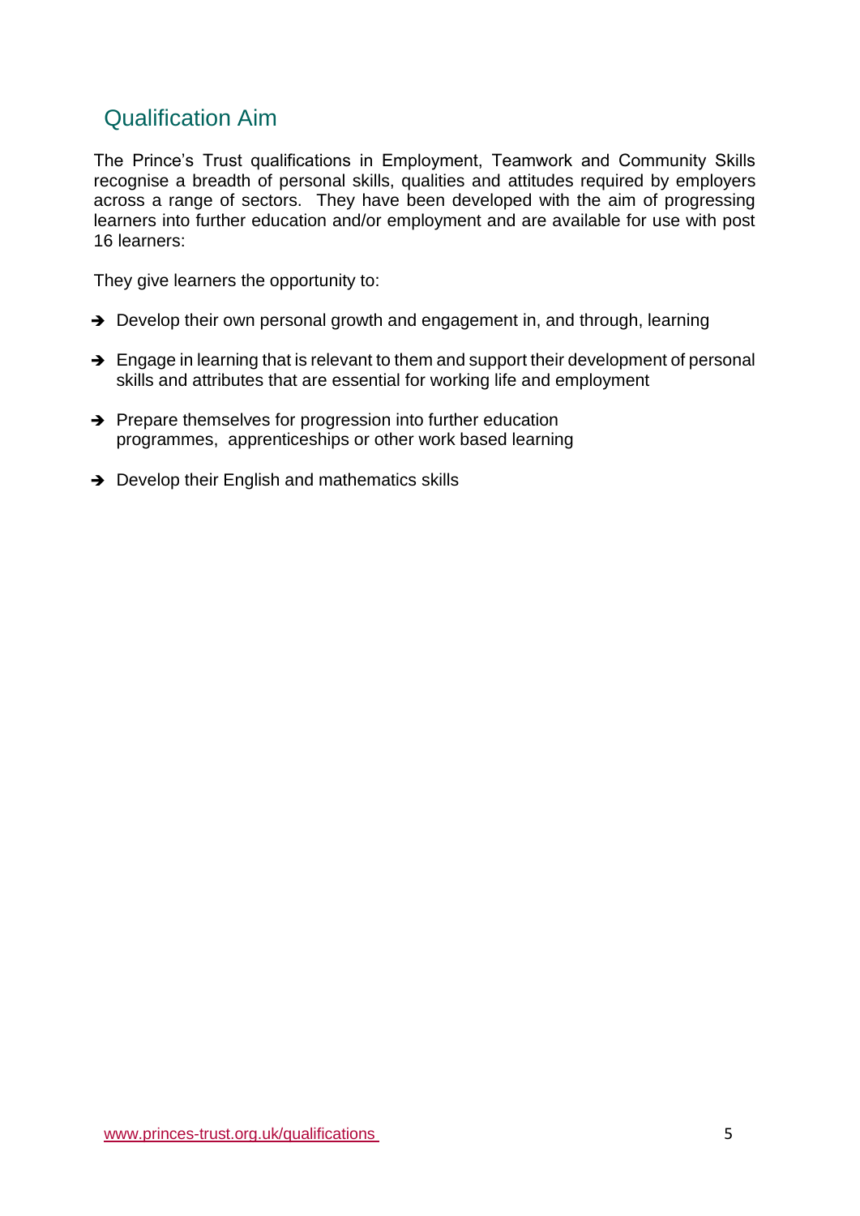## Qualification Aim

The Prince's Trust qualifications in Employment, Teamwork and Community Skills recognise a breadth of personal skills, qualities and attitudes required by employers across a range of sectors. They have been developed with the aim of progressing learners into further education and/or employment and are available for use with post 16 learners:

They give learners the opportunity to:

- Develop their own personal growth and engagement in, and through, learning
- Engage in learning that is relevant to them and support their development of personal skills and attributes that are essential for working life and employment
- Prepare themselves for progression into further education programmes, apprenticeships or other work based learning
- Develop their English and mathematics skills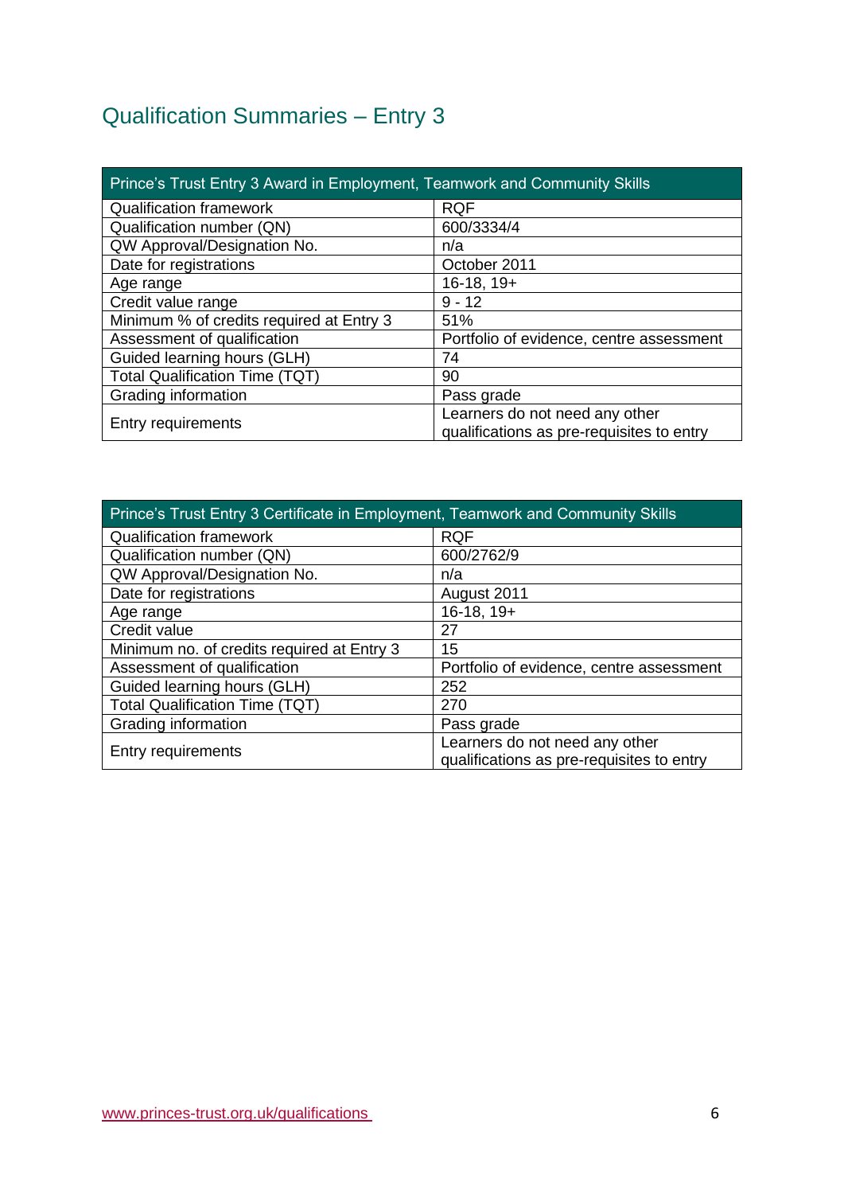# Qualification Summaries – Entry 3

| Prince's Trust Entry 3 Award in Employment, Teamwork and Community Skills | |
|---|---|
| Qualification framework | RQF |
| Qualification number (QN) | 600/3334/4 |
| QW Approval/Designation No. | n/a |
| Date for registrations | October 2011 |
| Age range | 16-18, 19+ |
| Credit value range | 9 - 12 |
| Minimum % of credits required at Entry 3 | 51% |
| Assessment of qualification | Portfolio of evidence, centre assessment |
| Guided learning hours (GLH) | 74 |
| Total Qualification Time (TQT) | 90 |
| Grading information | Pass grade |
| Entry requirements | Learners do not need any other qualifications as pre-requisites to entry |

| Prince's Trust Entry 3 Certificate in Employment, Teamwork and Community Skills | |
|---|---|
| Qualification framework | RQF |
| Qualification number (QN) | 600/2762/9 |
| QW Approval/Designation No. | n/a |
| Date for registrations | August 2011 |
| Age range | 16-18, 19+ |
| Credit value | 27 |
| Minimum no. of credits required at Entry 3 | 15 |
| Assessment of qualification | Portfolio of evidence, centre assessment |
| Guided learning hours (GLH) | 252 |
| Total Qualification Time (TQT) | 270 |
| Grading information | Pass grade |
| Entry requirements | Learners do not need any other qualifications as pre-requisites to entry |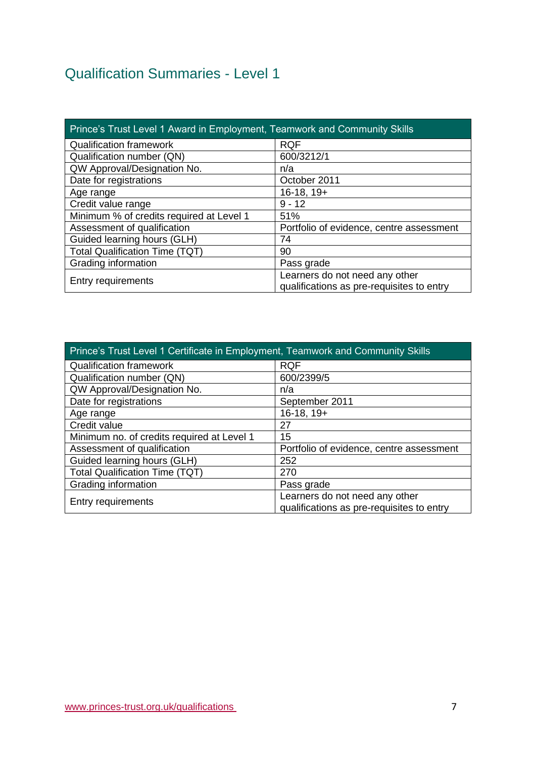## Qualification Summaries - Level 1

| Prince's Trust Level 1 Award in Employment, Teamwork and Community Skills | |
|---|---|
| Qualification framework | RQF |
| Qualification number (QN) | 600/3212/1 |
| QW Approval/Designation No. | n/a |
| Date for registrations | October 2011 |
| Age range | 16-18, 19+ |
| Credit value range | 9 - 12 |
| Minimum % of credits required at Level 1 | 51% |
| Assessment of qualification | Portfolio of evidence, centre assessment |
| Guided learning hours (GLH) | 74 |
| Total Qualification Time (TQT) | 90 |
| Grading information | Pass grade |
| Entry requirements | Learners do not need any other qualifications as pre-requisites to entry |

| Prince's Trust Level 1 Certificate in Employment, Teamwork and Community Skills | |
|---|---|
| Qualification framework | RQF |
| Qualification number (QN) | 600/2399/5 |
| QW Approval/Designation No. | n/a |
| Date for registrations | September 2011 |
| Age range | 16-18, 19+ |
| Credit value | 27 |
| Minimum no. of credits required at Level 1 | 15 |
| Assessment of qualification | Portfolio of evidence, centre assessment |
| Guided learning hours (GLH) | 252 |
| Total Qualification Time (TQT) | 270 |
| Grading information | Pass grade |
| Entry requirements | Learners do not need any other qualifications as pre-requisites to entry |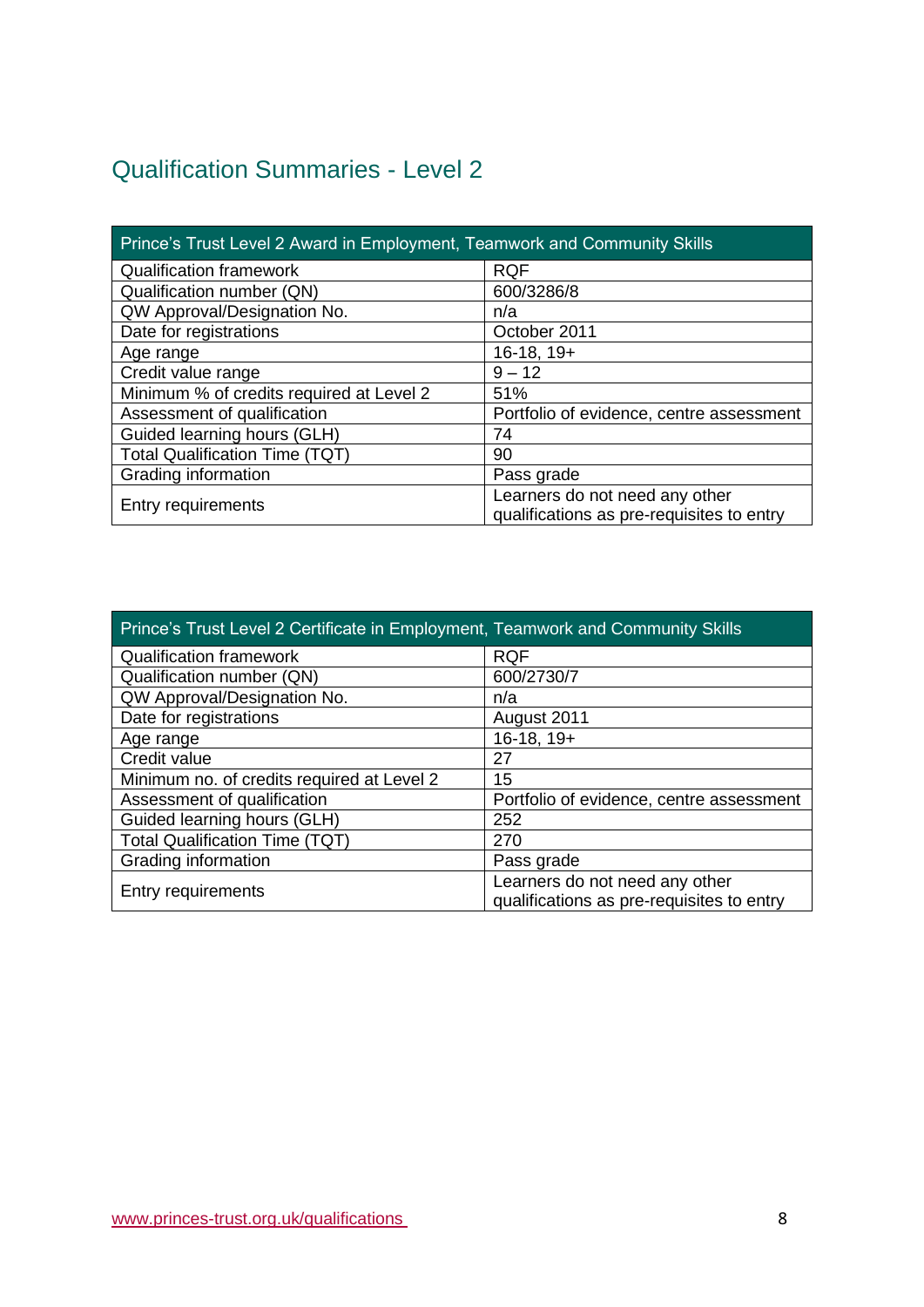## Qualification Summaries - Level 2

| Prince's Trust Level 2 Award in Employment, Teamwork and Community Skills | |
|---|---|
| Qualification framework | RQF |
| Qualification number (QN) | 600/3286/8 |
| QW Approval/Designation No. | n/a |
| Date for registrations | October 2011 |
| Age range | 16-18, 19+ |
| Credit value range | 9 – 12 |
| Minimum % of credits required at Level 2 | 51% |
| Assessment of qualification | Portfolio of evidence, centre assessment |
| Guided learning hours (GLH) | 74 |
| Total Qualification Time (TQT) | 90 |
| Grading information | Pass grade |
| Entry requirements | Learners do not need any other qualifications as pre-requisites to entry |

| Prince's Trust Level 2 Certificate in Employment, Teamwork and Community Skills | |
|---|---|
| Qualification framework | RQF |
| Qualification number (QN) | 600/2730/7 |
| QW Approval/Designation No. | n/a |
| Date for registrations | August 2011 |
| Age range | 16-18, 19+ |
| Credit value | 27 |
| Minimum no. of credits required at Level 2 | 15 |
| Assessment of qualification | Portfolio of evidence, centre assessment |
| Guided learning hours (GLH) | 252 |
| Total Qualification Time (TQT) | 270 |
| Grading information | Pass grade |
| Entry requirements | Learners do not need any other qualifications as pre-requisites to entry |

www.princes-trust.org.uk/qualifications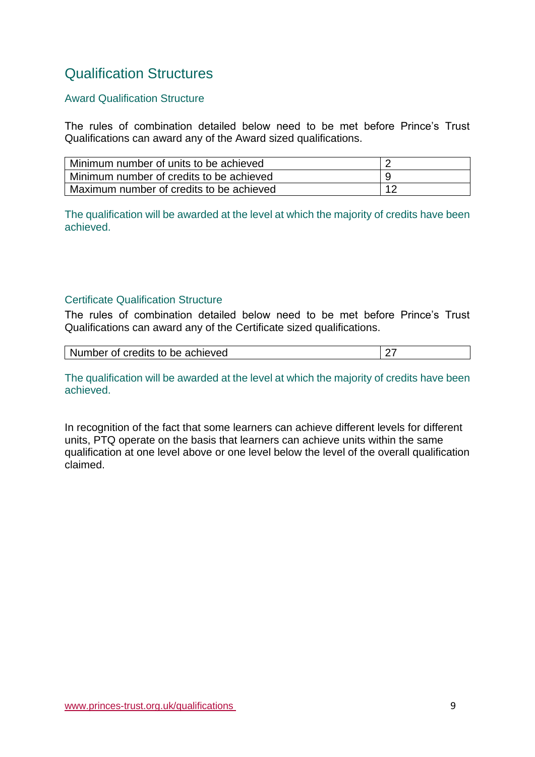# Qualification Structures

## Award Qualification Structure

The rules of combination detailed below need to be met before Prince's Trust Qualifications can award any of the Award sized qualifications.

| | |
|---|---|
| Minimum number of units to be achieved | 2 |
| Minimum number of credits to be achieved | 9 |
| Maximum number of credits to be achieved | 12 |

The qualification will be awarded at the level at which the majority of credits have been achieved.

## Certificate Qualification Structure

The rules of combination detailed below need to be met before Prince's Trust Qualifications can award any of the Certificate sized qualifications.

| | |
|---|---|
| Number of credits to be achieved | 27 |

The qualification will be awarded at the level at which the majority of credits have been achieved.

In recognition of the fact that some learners can achieve different levels for different units, PTQ operate on the basis that learners can achieve units within the same qualification at one level above or one level below the level of the overall qualification claimed.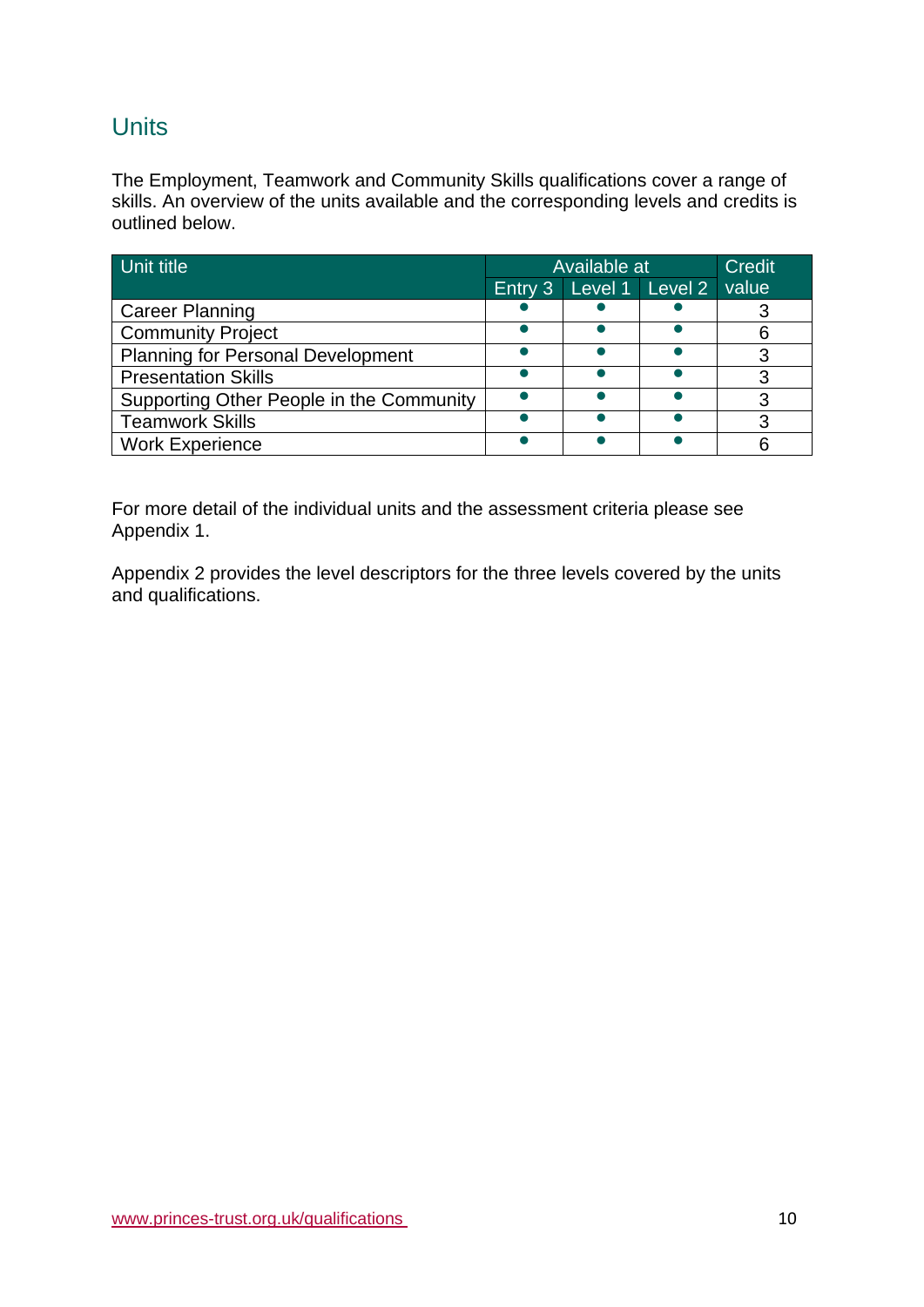## Units

The Employment, Teamwork and Community Skills qualifications cover a range of skills. An overview of the units available and the corresponding levels and credits is outlined below.

| Unit title | Available at | | | Credit value |
|---|---|---|---|---|
| | Entry 3 | Level 1 | Level 2 | |
| Career Planning | ● | ● | ● | 3 |
| Community Project | ● | ● | ● | 6 |
| Planning for Personal Development | ● | ● | ● | 3 |
| Presentation Skills | ● | ● | ● | 3 |
| Supporting Other People in the Community | ● | ● | ● | 3 |
| Teamwork Skills | ● | ● | ● | 3 |
| Work Experience | ● | ● | ● | 6 |

For more detail of the individual units and the assessment criteria please see Appendix 1.

Appendix 2 provides the level descriptors for the three levels covered by the units and qualifications.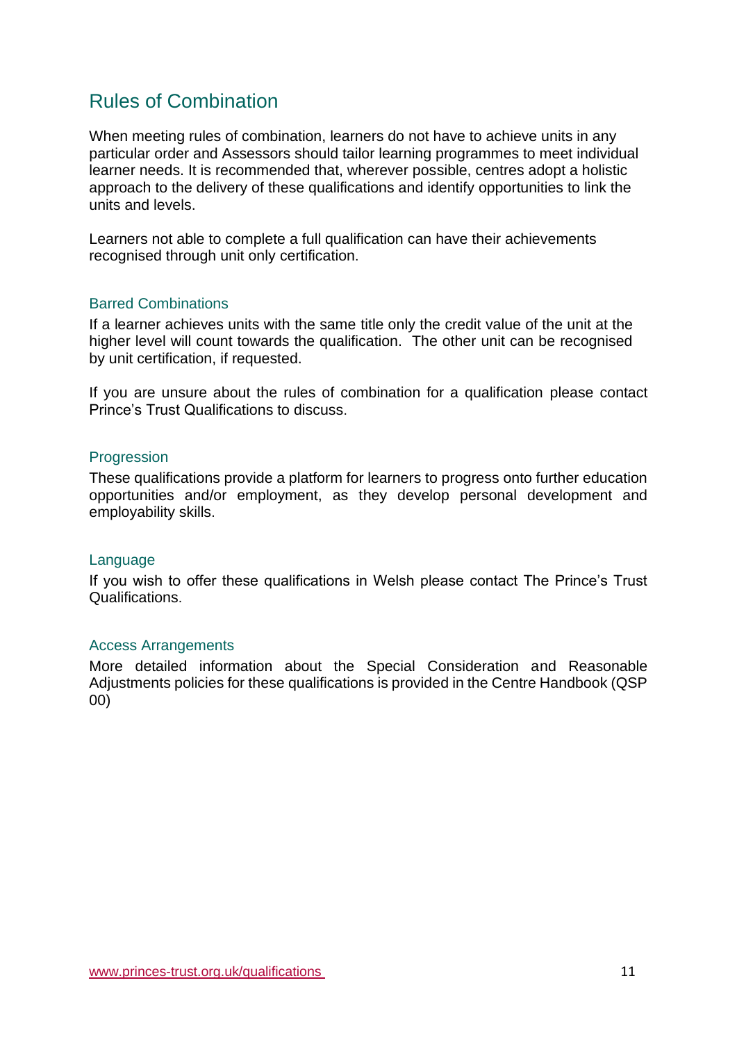## Rules of Combination

When meeting rules of combination, learners do not have to achieve units in any particular order and Assessors should tailor learning programmes to meet individual learner needs. It is recommended that, wherever possible, centres adopt a holistic approach to the delivery of these qualifications and identify opportunities to link the units and levels.

Learners not able to complete a full qualification can have their achievements recognised through unit only certification.

### Barred Combinations

If a learner achieves units with the same title only the credit value of the unit at the higher level will count towards the qualification. The other unit can be recognised by unit certification, if requested.

If you are unsure about the rules of combination for a qualification please contact Prince's Trust Qualifications to discuss.

### Progression

These qualifications provide a platform for learners to progress onto further education opportunities and/or employment, as they develop personal development and employability skills.

### Language

If you wish to offer these qualifications in Welsh please contact The Prince's Trust Qualifications.

### Access Arrangements

More detailed information about the Special Consideration and Reasonable Adjustments policies for these qualifications is provided in the Centre Handbook (QSP 00)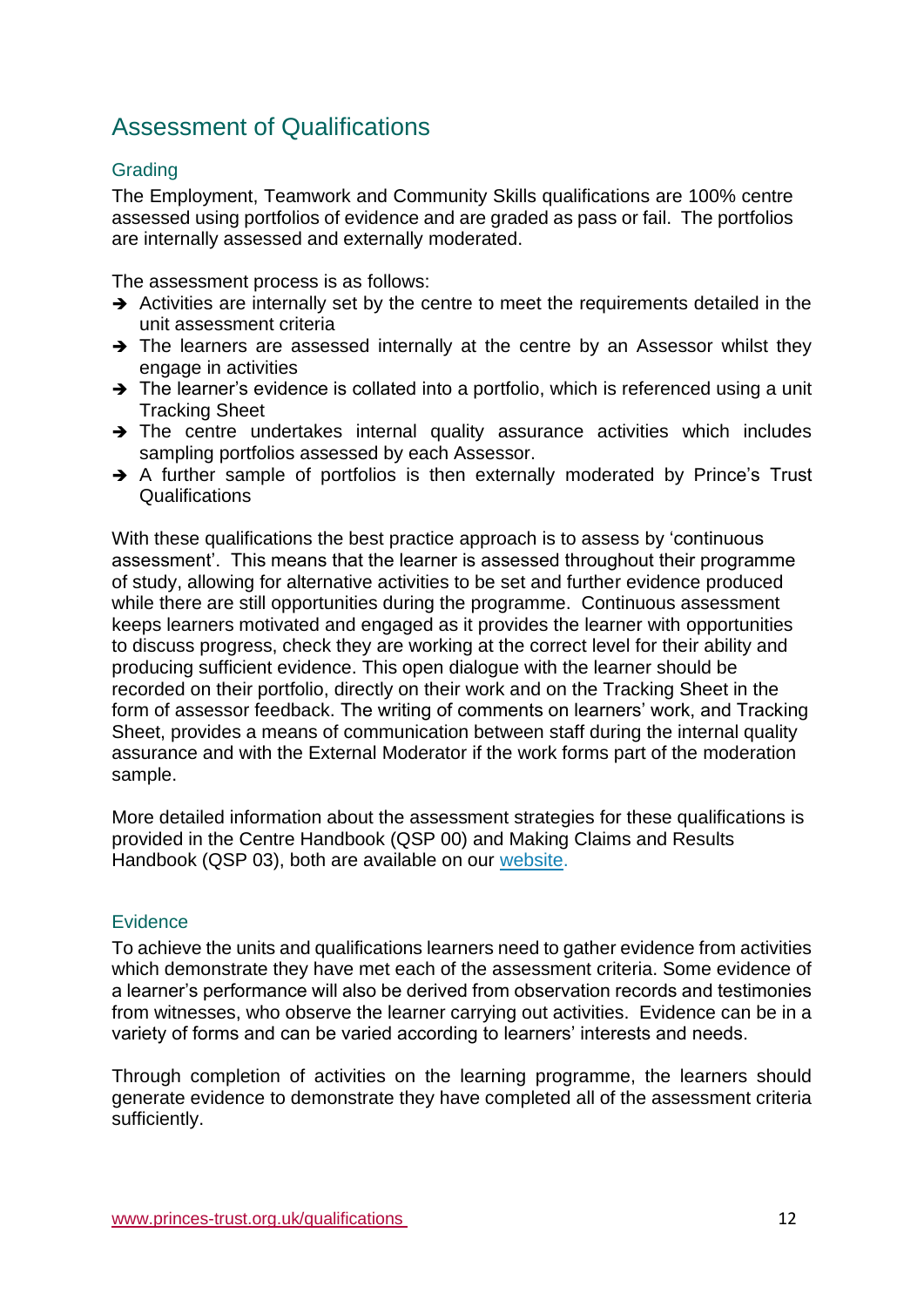# Assessment of Qualifications

## Grading

The Employment, Teamwork and Community Skills qualifications are 100% centre assessed using portfolios of evidence and are graded as pass or fail. The portfolios are internally assessed and externally moderated.

The assessment process is as follows:

- Activities are internally set by the centre to meet the requirements detailed in the unit assessment criteria
- The learners are assessed internally at the centre by an Assessor whilst they engage in activities
- The learner's evidence is collated into a portfolio, which is referenced using a unit Tracking Sheet
- The centre undertakes internal quality assurance activities which includes sampling portfolios assessed by each Assessor.
- A further sample of portfolios is then externally moderated by Prince's Trust Qualifications

With these qualifications the best practice approach is to assess by 'continuous assessment'. This means that the learner is assessed throughout their programme of study, allowing for alternative activities to be set and further evidence produced while there are still opportunities during the programme. Continuous assessment keeps learners motivated and engaged as it provides the learner with opportunities to discuss progress, check they are working at the correct level for their ability and producing sufficient evidence. This open dialogue with the learner should be recorded on their portfolio, directly on their work and on the Tracking Sheet in the form of assessor feedback. The writing of comments on learners' work, and Tracking Sheet, provides a means of communication between staff during the internal quality assurance and with the External Moderator if the work forms part of the moderation sample.

More detailed information about the assessment strategies for these qualifications is provided in the Centre Handbook (QSP 00) and Making Claims and Results Handbook (QSP 03), both are available on our website.

## Evidence

To achieve the units and qualifications learners need to gather evidence from activities which demonstrate they have met each of the assessment criteria. Some evidence of a learner's performance will also be derived from observation records and testimonies from witnesses, who observe the learner carrying out activities. Evidence can be in a variety of forms and can be varied according to learners' interests and needs.

Through completion of activities on the learning programme, the learners should generate evidence to demonstrate they have completed all of the assessment criteria sufficiently.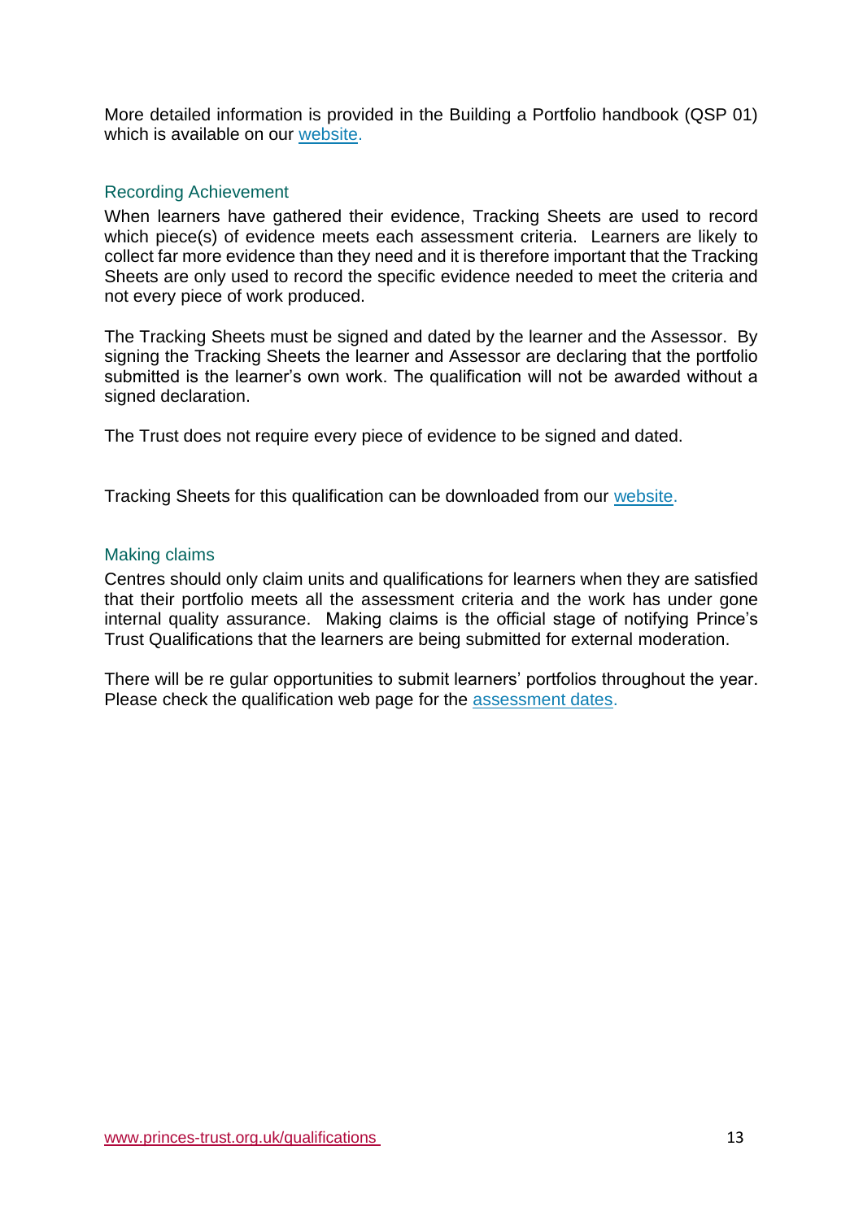More detailed information is provided in the Building a Portfolio handbook (QSP 01) which is available on our website.

### Recording Achievement

When learners have gathered their evidence, Tracking Sheets are used to record which piece(s) of evidence meets each assessment criteria. Learners are likely to collect far more evidence than they need and it is therefore important that the Tracking Sheets are only used to record the specific evidence needed to meet the criteria and not every piece of work produced.

The Tracking Sheets must be signed and dated by the learner and the Assessor. By signing the Tracking Sheets the learner and Assessor are declaring that the portfolio submitted is the learner's own work. The qualification will not be awarded without a signed declaration.

The Trust does not require every piece of evidence to be signed and dated.

Tracking Sheets for this qualification can be downloaded from our website.

### Making claims

Centres should only claim units and qualifications for learners when they are satisfied that their portfolio meets all the assessment criteria and the work has under gone internal quality assurance. Making claims is the official stage of notifying Prince's Trust Qualifications that the learners are being submitted for external moderation.

There will be re gular opportunities to submit learners' portfolios throughout the year. Please check the qualification web page for the assessment dates.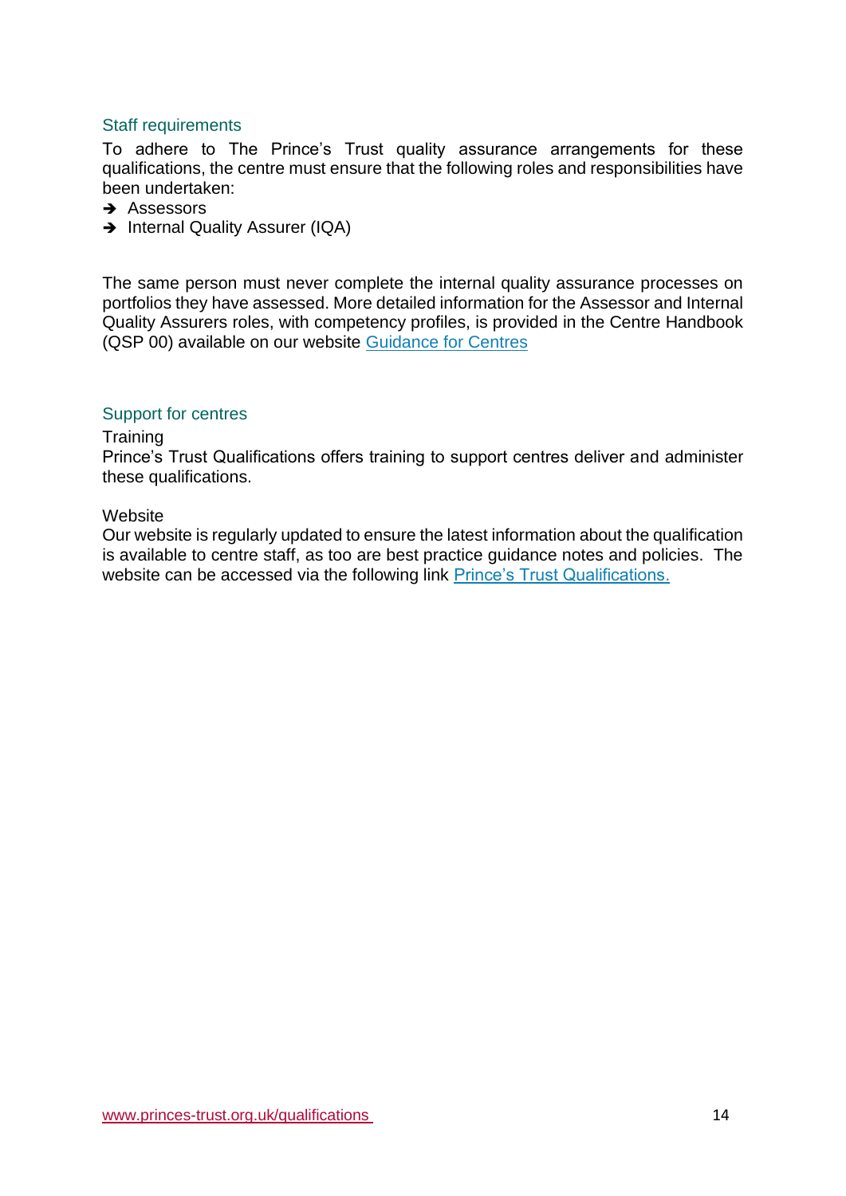## Staff requirements

To adhere to The Prince's Trust quality assurance arrangements for these qualifications, the centre must ensure that the following roles and responsibilities have been undertaken:

- Assessors
- Internal Quality Assurer (IQA)

The same person must never complete the internal quality assurance processes on portfolios they have assessed. More detailed information for the Assessor and Internal Quality Assurers roles, with competency profiles, is provided in the Centre Handbook (QSP 00) available on our website Guidance for Centres

## Support for centres

Training

Prince's Trust Qualifications offers training to support centres deliver and administer these qualifications.

Website

Our website is regularly updated to ensure the latest information about the qualification is available to centre staff, as too are best practice guidance notes and policies. The website can be accessed via the following link Prince's Trust Qualifications.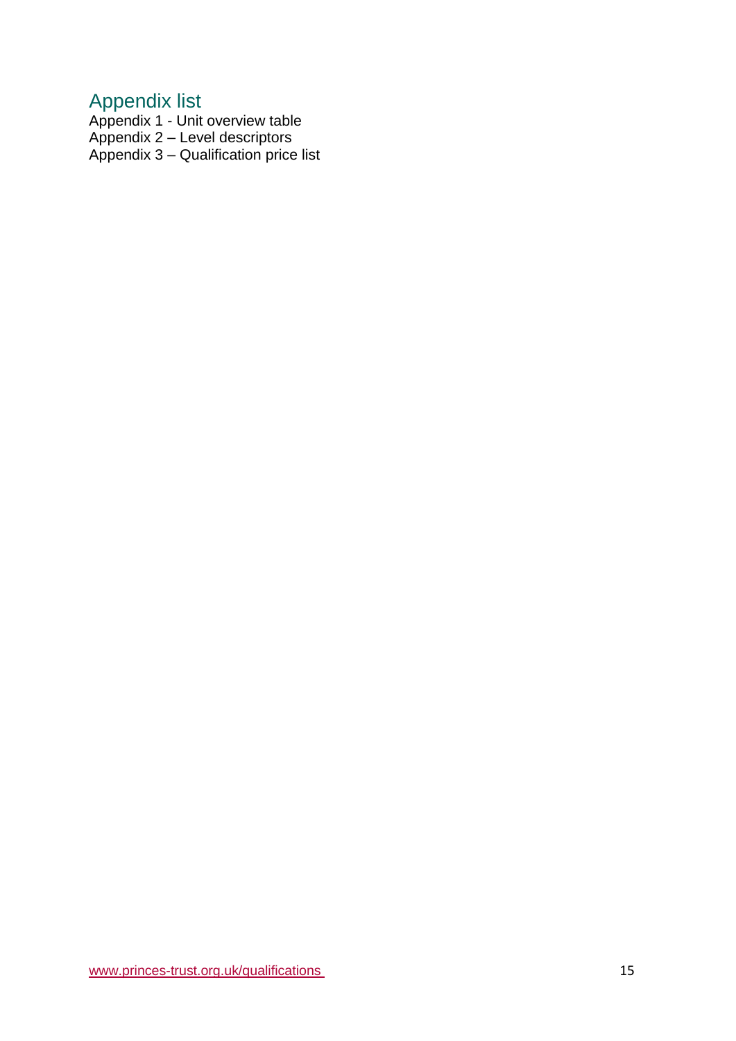## Appendix list

Appendix 1 - Unit overview table
Appendix 2 – Level descriptors
Appendix 3 – Qualification price list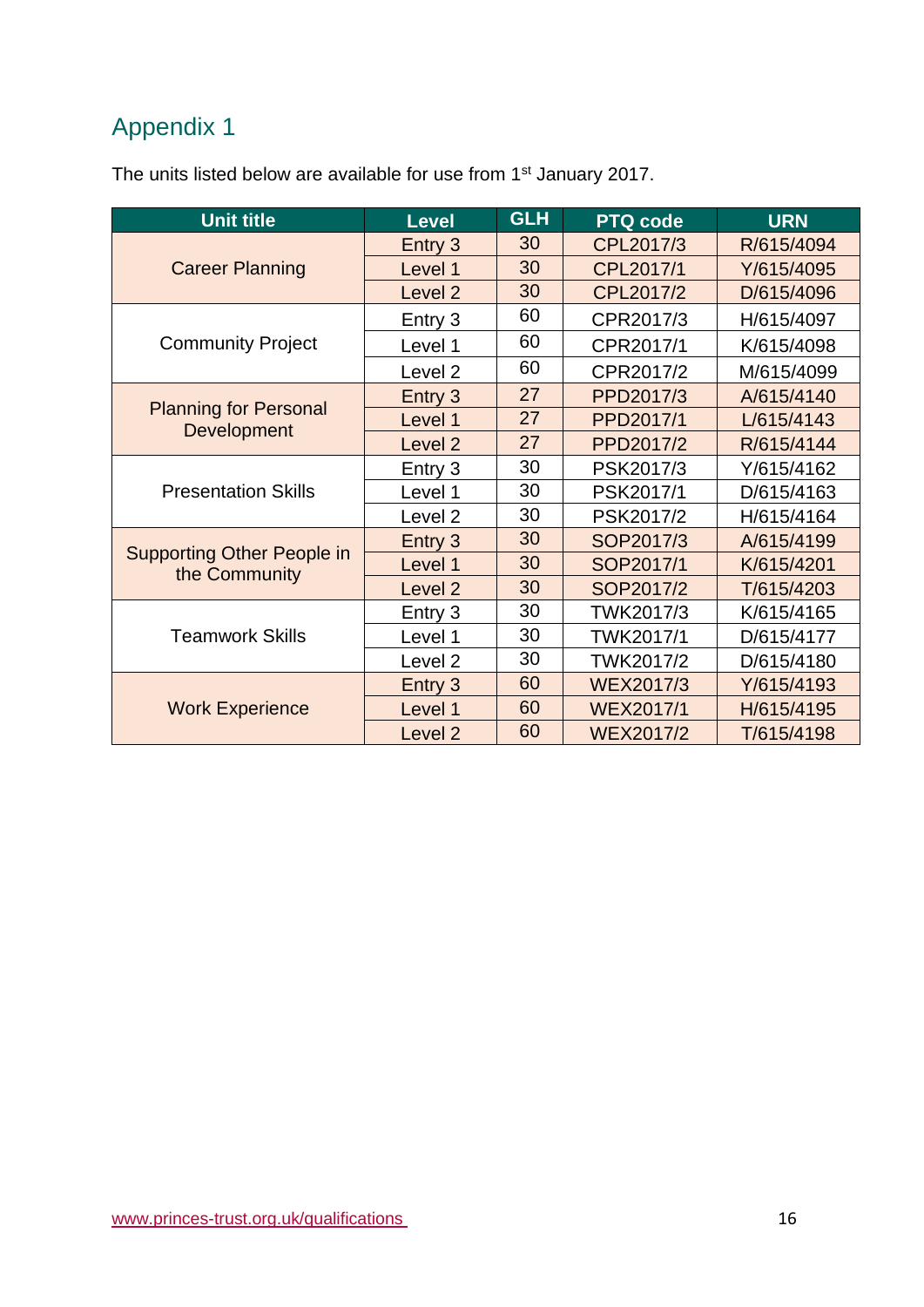# Appendix 1

The units listed below are available for use from 1st January 2017.

| Unit title | Level | GLH | PTQ code | URN |
|---|---|---|---|---|
| Career Planning | Entry 3 | 30 | CPL2017/3 | R/615/4094 |
| | Level 1 | 30 | CPL2017/1 | Y/615/4095 |
| | Level 2 | 30 | CPL2017/2 | D/615/4096 |
| Community Project | Entry 3 | 60 | CPR2017/3 | H/615/4097 |
| | Level 1 | 60 | CPR2017/1 | K/615/4098 |
| | Level 2 | 60 | CPR2017/2 | M/615/4099 |
| Planning for Personal Development | Entry 3 | 27 | PPD2017/3 | A/615/4140 |
| | Level 1 | 27 | PPD2017/1 | L/615/4143 |
| | Level 2 | 27 | PPD2017/2 | R/615/4144 |
| Presentation Skills | Entry 3 | 30 | PSK2017/3 | Y/615/4162 |
| | Level 1 | 30 | PSK2017/1 | D/615/4163 |
| | Level 2 | 30 | PSK2017/2 | H/615/4164 |
| Supporting Other People in the Community | Entry 3 | 30 | SOP2017/3 | A/615/4199 |
| | Level 1 | 30 | SOP2017/1 | K/615/4201 |
| | Level 2 | 30 | SOP2017/2 | T/615/4203 |
| Teamwork Skills | Entry 3 | 30 | TWK2017/3 | K/615/4165 |
| | Level 1 | 30 | TWK2017/1 | D/615/4177 |
| | Level 2 | 30 | TWK2017/2 | D/615/4180 |
| Work Experience | Entry 3 | 60 | WEX2017/3 | Y/615/4193 |
| | Level 1 | 60 | WEX2017/1 | H/615/4195 |
| | Level 2 | 60 | WEX2017/2 | T/615/4198 |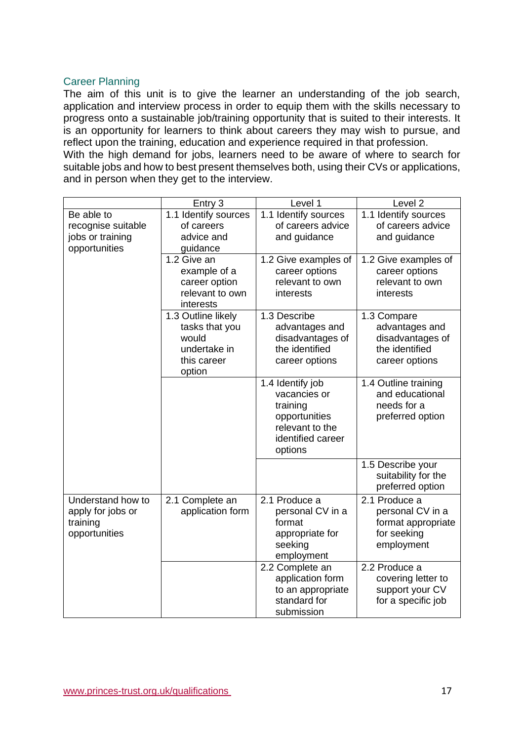## Career Planning

The aim of this unit is to give the learner an understanding of the job search, application and interview process in order to equip them with the skills necessary to progress onto a sustainable job/training opportunity that is suited to their interests. It is an opportunity for learners to think about careers they may wish to pursue, and reflect upon the training, education and experience required in that profession.

With the high demand for jobs, learners need to be aware of where to search for suitable jobs and how to best present themselves both, using their CVs or applications, and in person when they get to the interview.

| | Entry 3 | Level 1 | Level 2 |
|---|---|---|---|
| Be able to recognise suitable jobs or training opportunities | 1.1 Identify sources of careers advice and guidance | 1.1 Identify sources of careers advice and guidance | 1.1 Identify sources of careers advice and guidance |
| | 1.2 Give an example of a career option relevant to own interests | 1.2 Give examples of career options relevant to own interests | 1.2 Give examples of career options relevant to own interests |
| | 1.3 Outline likely tasks that you would undertake in this career option | 1.3 Describe advantages and disadvantages of the identified career options | 1.3 Compare advantages and disadvantages of the identified career options |
| | | 1.4 Identify job vacancies or training opportunities relevant to the identified career options | 1.4 Outline training and educational needs for a preferred option |
| | | | 1.5 Describe your suitability for the preferred option |
| Understand how to apply for jobs or training opportunities | 2.1 Complete an application form | 2.1 Produce a personal CV in a format appropriate for seeking employment | 2.1 Produce a personal CV in a format appropriate for seeking employment |
| | | 2.2 Complete an application form to an appropriate standard for submission | 2.2 Produce a covering letter to support your CV for a specific job |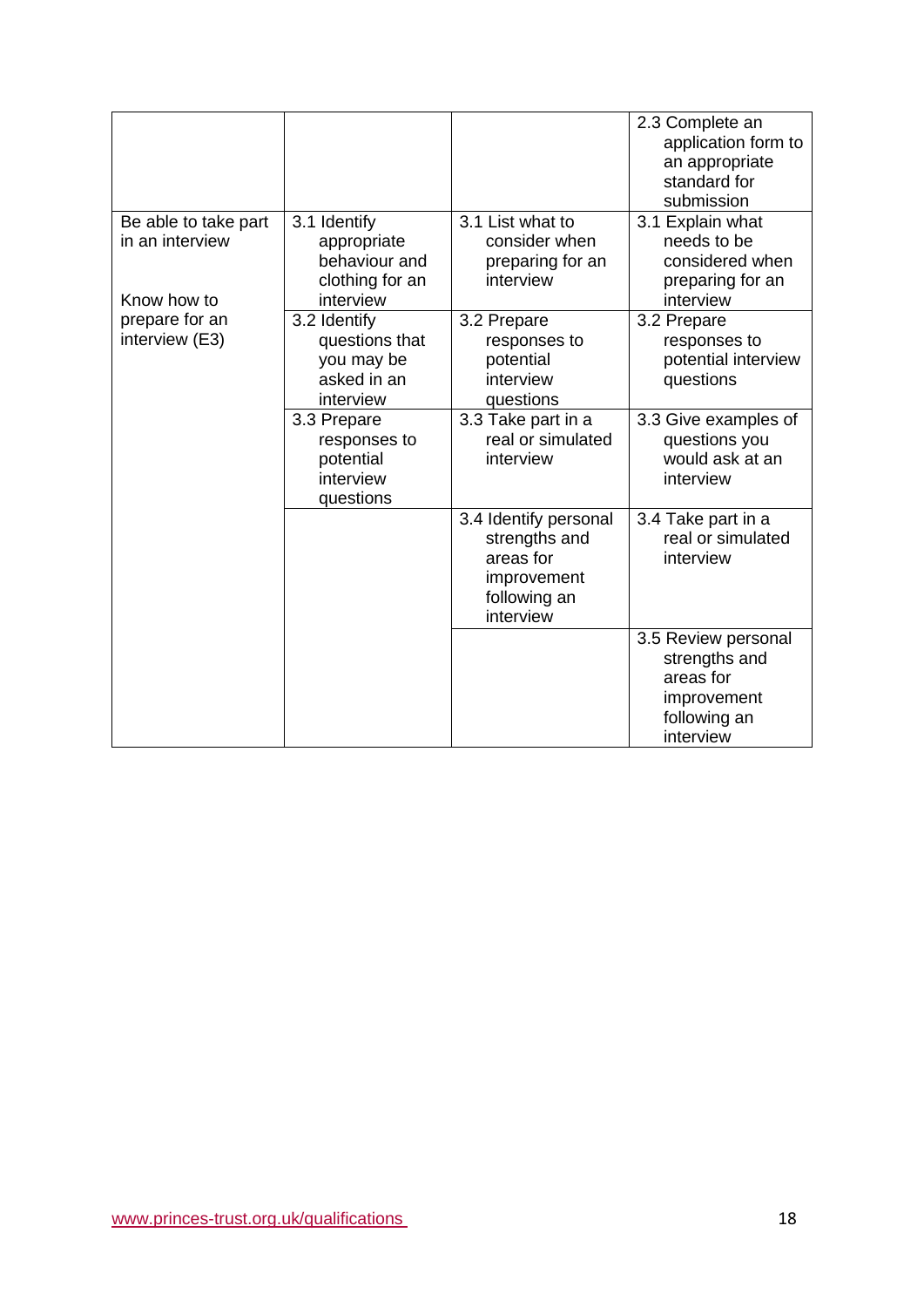| | | | |
|---|---|---|---|
| | | | 2.3 Complete an application form to an appropriate standard for submission |
| Be able to take part in an interview<br><br>Know how to prepare for an interview (E3) | 3.1 Identify appropriate behaviour and clothing for an interview | 3.1 List what to consider when preparing for an interview | 3.1 Explain what needs to be considered when preparing for an interview |
| | 3.2 Identify questions that you may be asked in an interview | 3.2 Prepare responses to potential interview questions | 3.2 Prepare responses to potential interview questions |
| | 3.3 Prepare responses to potential interview questions | 3.3 Take part in a real or simulated interview | 3.3 Give examples of questions you would ask at an interview |
| | | 3.4 Identify personal strengths and areas for improvement following an interview | 3.4 Take part in a real or simulated interview |
| | | | 3.5 Review personal strengths and areas for improvement following an interview |

www.princes-trust.org.uk/qualifications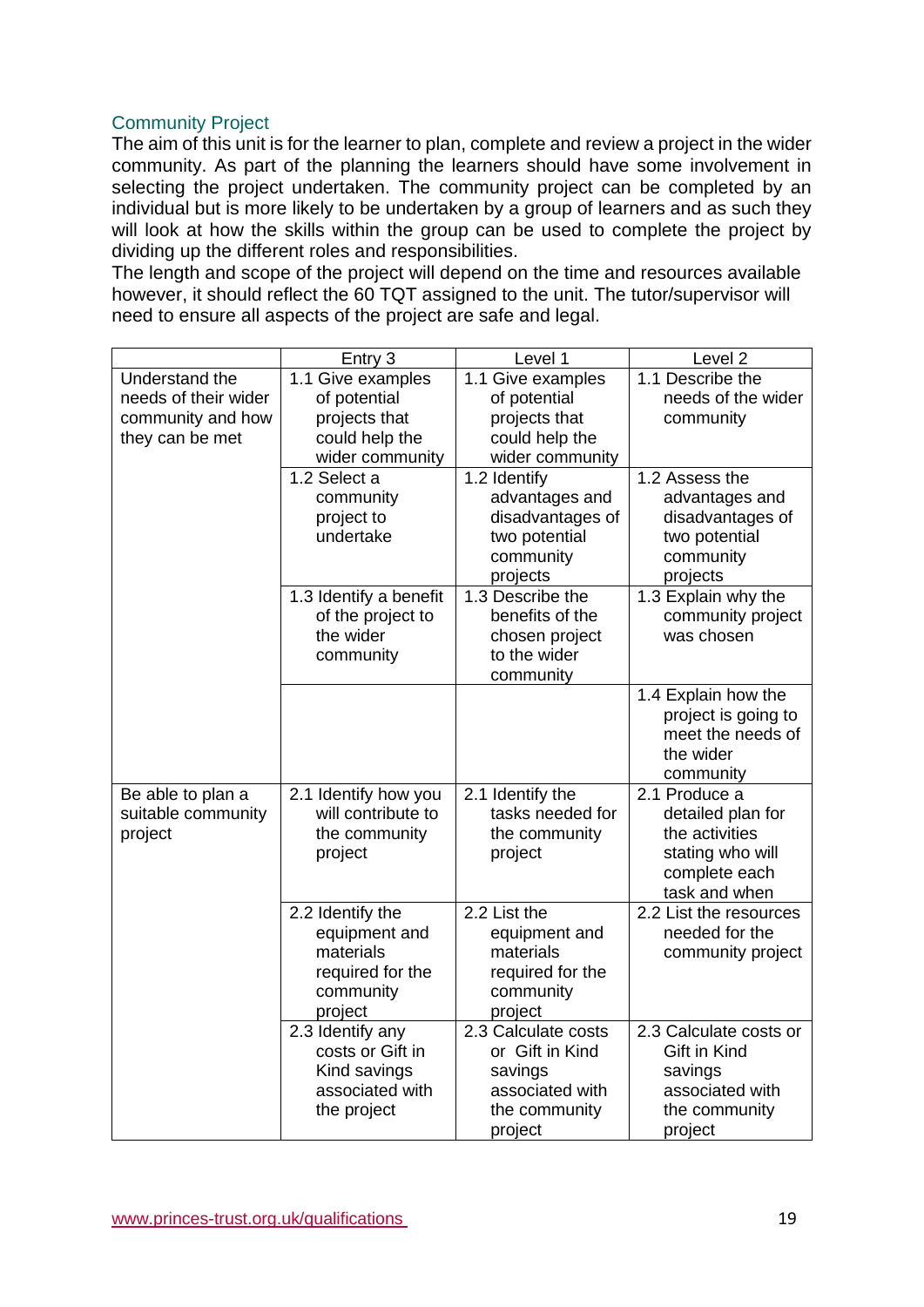## Community Project

The aim of this unit is for the learner to plan, complete and review a project in the wider community. As part of the planning the learners should have some involvement in selecting the project undertaken. The community project can be completed by an individual but is more likely to be undertaken by a group of learners and as such they will look at how the skills within the group can be used to complete the project by dividing up the different roles and responsibilities.

The length and scope of the project will depend on the time and resources available however, it should reflect the 60 TQT assigned to the unit. The tutor/supervisor will need to ensure all aspects of the project are safe and legal.

| | Entry 3 | Level 1 | Level 2 |
|---|---|---|---|
| Understand the needs of their wider community and how they can be met | 1.1 Give examples of potential projects that could help the wider community | 1.1 Give examples of potential projects that could help the wider community | 1.1 Describe the needs of the wider community |
| | 1.2 Select a community project to undertake | 1.2 Identify advantages and disadvantages of two potential community projects | 1.2 Assess the advantages and disadvantages of two potential community projects |
| | 1.3 Identify a benefit of the project to the wider community | 1.3 Describe the benefits of the chosen project to the wider community | 1.3 Explain why the community project was chosen |
| | | | 1.4 Explain how the project is going to meet the needs of the wider community |
| Be able to plan a suitable community project | 2.1 Identify how you will contribute to the community project | 2.1 Identify the tasks needed for the community project | 2.1 Produce a detailed plan for the activities stating who will complete each task and when |
| | 2.2 Identify the equipment and materials required for the community project | 2.2 List the equipment and materials required for the community project | 2.2 List the resources needed for the community project |
| | 2.3 Identify any costs or Gift in Kind savings associated with the project | 2.3 Calculate costs or Gift in Kind savings associated with the community project | 2.3 Calculate costs or Gift in Kind savings associated with the community project |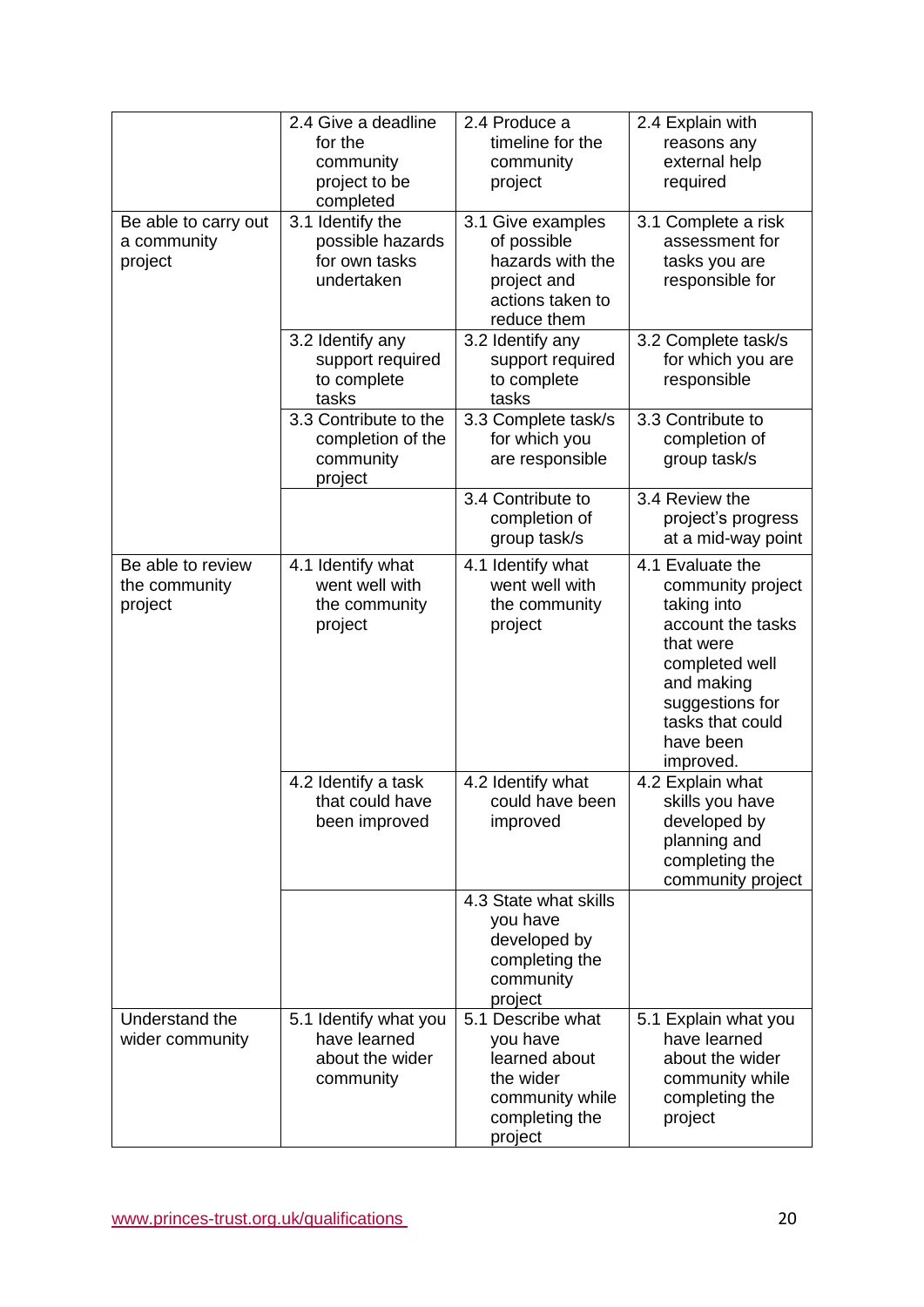| | | | |
|---|---|---|---|
| | 2.4 Give a deadline for the community project to be completed | 2.4 Produce a timeline for the community project | 2.4 Explain with reasons any external help required |
| Be able to carry out a community project | 3.1 Identify the possible hazards for own tasks undertaken | 3.1 Give examples of possible hazards with the project and actions taken to reduce them | 3.1 Complete a risk assessment for tasks you are responsible for |
| | 3.2 Identify any support required to complete tasks | 3.2 Identify any support required to complete tasks | 3.2 Complete task/s for which you are responsible |
| | 3.3 Contribute to the completion of the community project | 3.3 Complete task/s for which you are responsible | 3.3 Contribute to completion of group task/s |
| | | 3.4 Contribute to completion of group task/s | 3.4 Review the project's progress at a mid-way point |
| Be able to review the community project | 4.1 Identify what went well with the community project | 4.1 Identify what went well with the community project | 4.1 Evaluate the community project taking into account the tasks that were completed well and making suggestions for tasks that could have been improved. |
| | 4.2 Identify a task that could have been improved | 4.2 Identify what could have been improved | 4.2 Explain what skills you have developed by planning and completing the community project |
| | | 4.3 State what skills you have developed by completing the community project | |
| Understand the wider community | 5.1 Identify what you have learned about the wider community | 5.1 Describe what you have learned about the wider community while completing the project | 5.1 Explain what you have learned about the wider community while completing the project |

[www.princes-trust.org.uk/qualifications](http://www.princes-trust.org.uk/qualifications)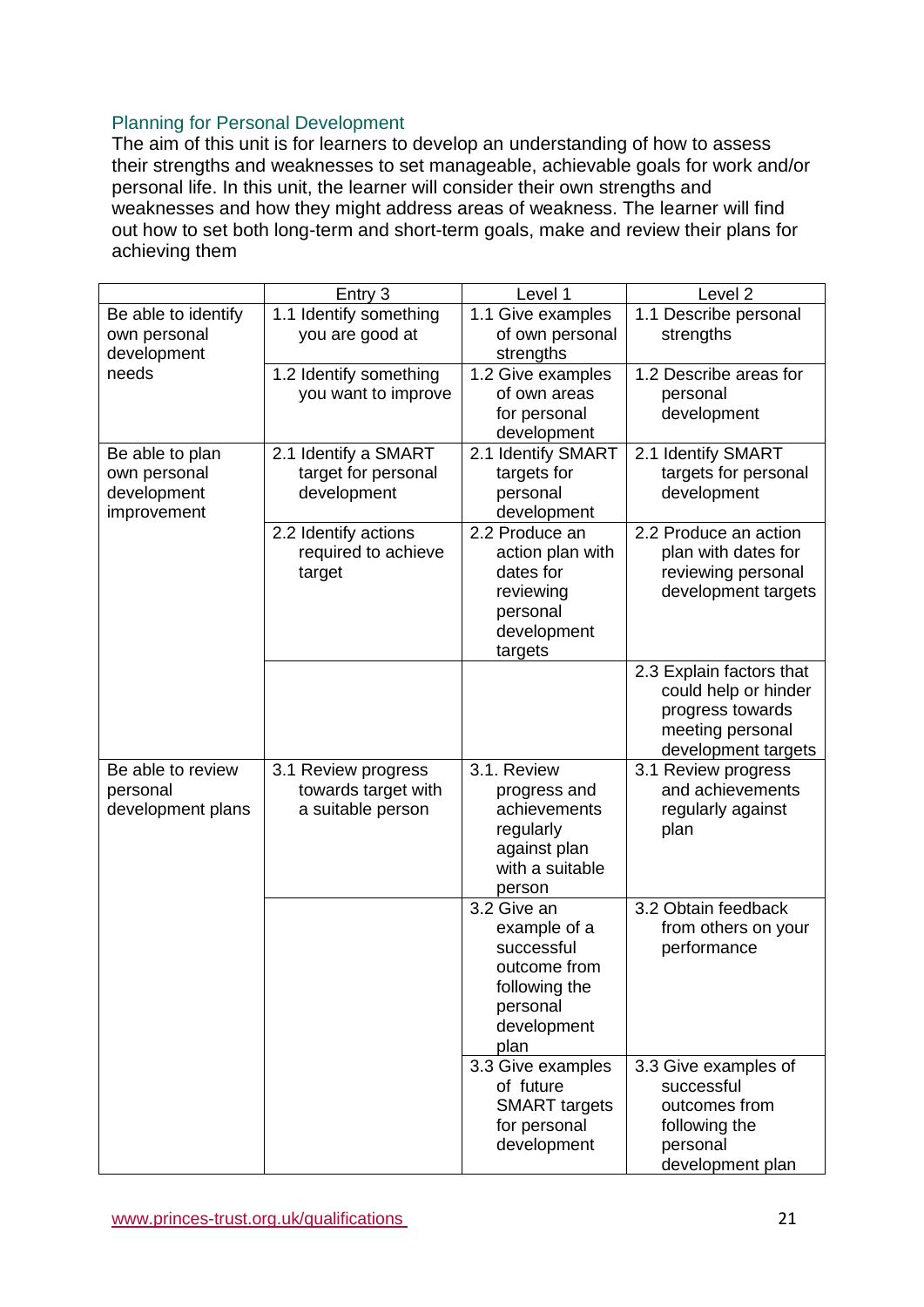## Planning for Personal Development

The aim of this unit is for learners to develop an understanding of how to assess their strengths and weaknesses to set manageable, achievable goals for work and/or personal life. In this unit, the learner will consider their own strengths and weaknesses and how they might address areas of weakness. The learner will find out how to set both long-term and short-term goals, make and review their plans for achieving them

| | Entry 3 | Level 1 | Level 2 |
|---|---|---|---|
| Be able to identify own personal development needs | 1.1 Identify something you are good at | 1.1 Give examples of own personal strengths | 1.1 Describe personal strengths |
| | 1.2 Identify something you want to improve | 1.2 Give examples of own areas for personal development | 1.2 Describe areas for personal development |
| Be able to plan own personal development improvement | 2.1 Identify a SMART target for personal development | 2.1 Identify SMART targets for personal development | 2.1 Identify SMART targets for personal development |
| | 2.2 Identify actions required to achieve target | 2.2 Produce an action plan with dates for reviewing personal development targets | 2.2 Produce an action plan with dates for reviewing personal development targets |
| | | | 2.3 Explain factors that could help or hinder progress towards meeting personal development targets |
| Be able to review personal development plans | 3.1 Review progress towards target with a suitable person | 3.1. Review progress and achievements regularly against plan with a suitable person | 3.1 Review progress and achievements regularly against plan |
| | | 3.2 Give an example of a successful outcome from following the personal development plan | 3.2 Obtain feedback from others on your performance |
| | | 3.3 Give examples of future SMART targets for personal development | 3.3 Give examples of successful outcomes from following the personal development plan |

www.princes-trust.org.uk/qualifications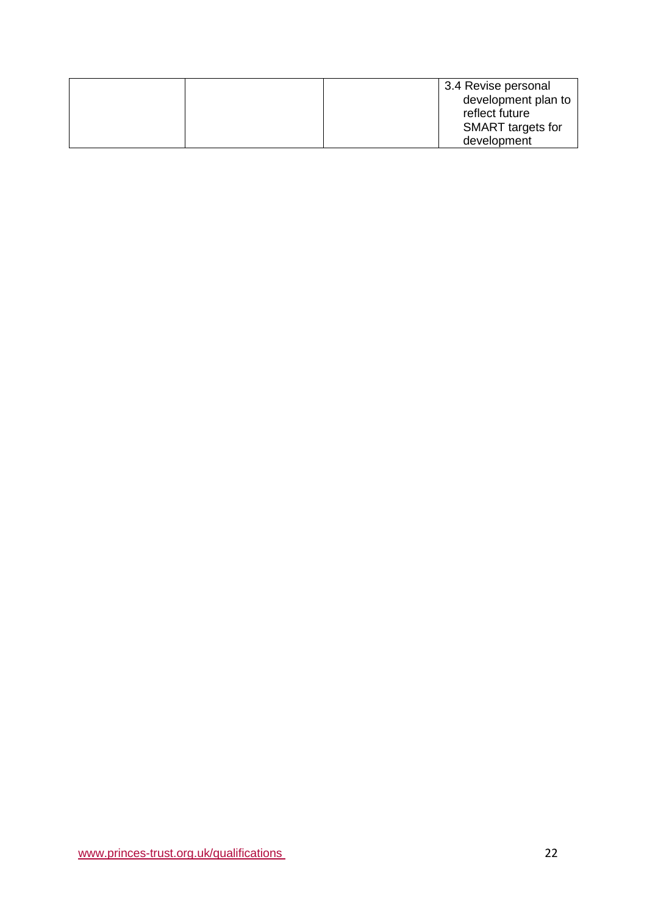| | | | |
|---|---|---|---|
| | | | 3.4 Revise personal development plan to reflect future SMART targets for development |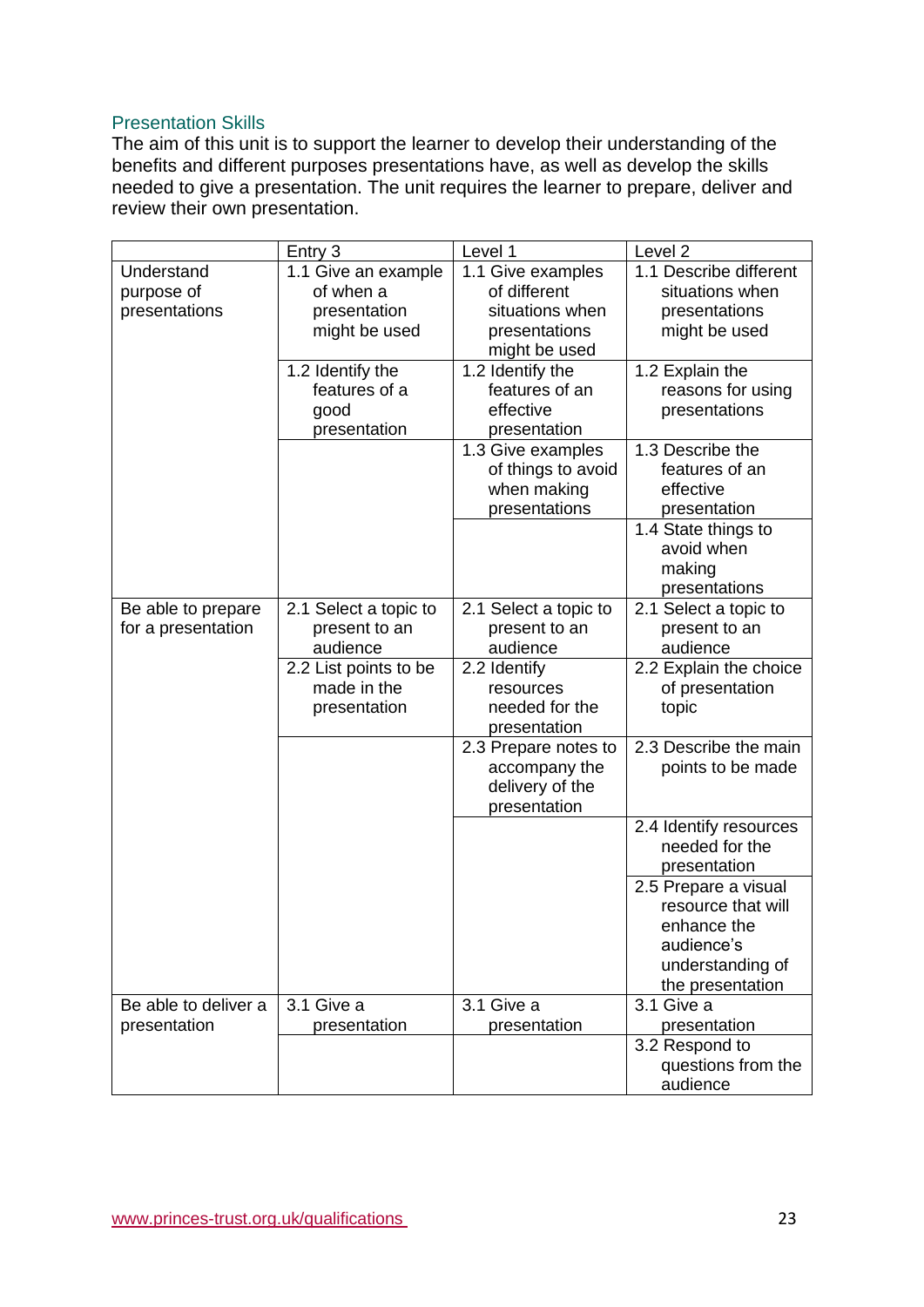## Presentation Skills

The aim of this unit is to support the learner to develop their understanding of the benefits and different purposes presentations have, as well as develop the skills needed to give a presentation. The unit requires the learner to prepare, deliver and review their own presentation.

| | Entry 3 | Level 1 | Level 2 |
|---|---|---|---|
| Understand purpose of presentations | 1.1 Give an example of when a presentation might be used | 1.1 Give examples of different situations when presentations might be used | 1.1 Describe different situations when presentations might be used |
| | 1.2 Identify the features of a good presentation | 1.2 Identify the features of an effective presentation | 1.2 Explain the reasons for using presentations |
| | | 1.3 Give examples of things to avoid when making presentations | 1.3 Describe the features of an effective presentation |
| | | | 1.4 State things to avoid when making presentations |
| Be able to prepare for a presentation | 2.1 Select a topic to present to an audience | 2.1 Select a topic to present to an audience | 2.1 Select a topic to present to an audience |
| | 2.2 List points to be made in the presentation | 2.2 Identify resources needed for the presentation | 2.2 Explain the choice of presentation topic |
| | | 2.3 Prepare notes to accompany the delivery of the presentation | 2.3 Describe the main points to be made |
| | | | 2.4 Identify resources needed for the presentation |
| | | | 2.5 Prepare a visual resource that will enhance the audience's understanding of the presentation |
| Be able to deliver a presentation | 3.1 Give a presentation | 3.1 Give a presentation | 3.1 Give a presentation |
| | | | 3.2 Respond to questions from the audience |

www.princes-trust.org.uk/qualifications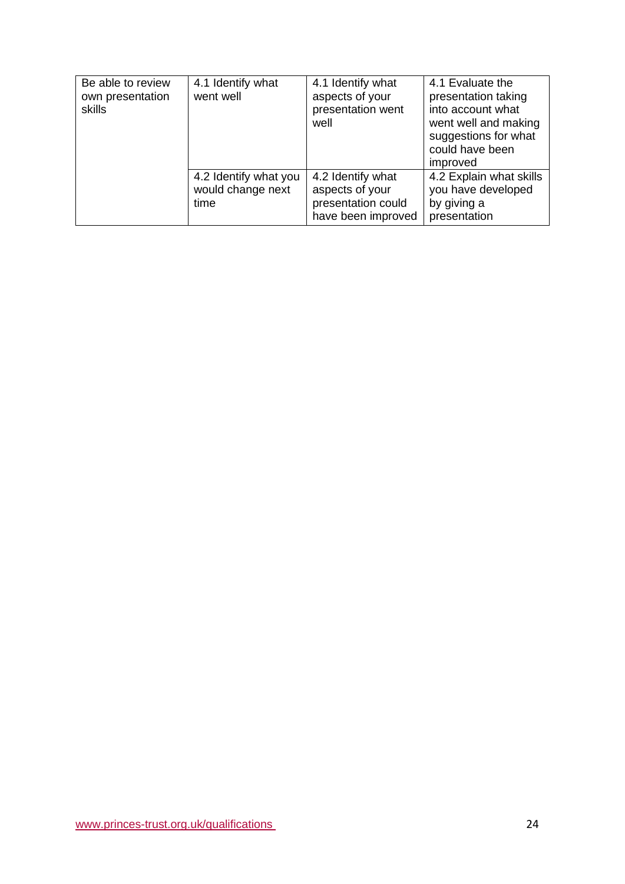| Be able to review own presentation skills | 4.1 Identify what went well | 4.1 Identify what aspects of your presentation went well | 4.1 Evaluate the presentation taking into account what went well and making suggestions for what could have been improved |
|---|---|---|---|
| | 4.2 Identify what you would change next time | 4.2 Identify what aspects of your presentation could have been improved | 4.2 Explain what skills you have developed by giving a presentation |

www.princes-trust.org.uk/qualifications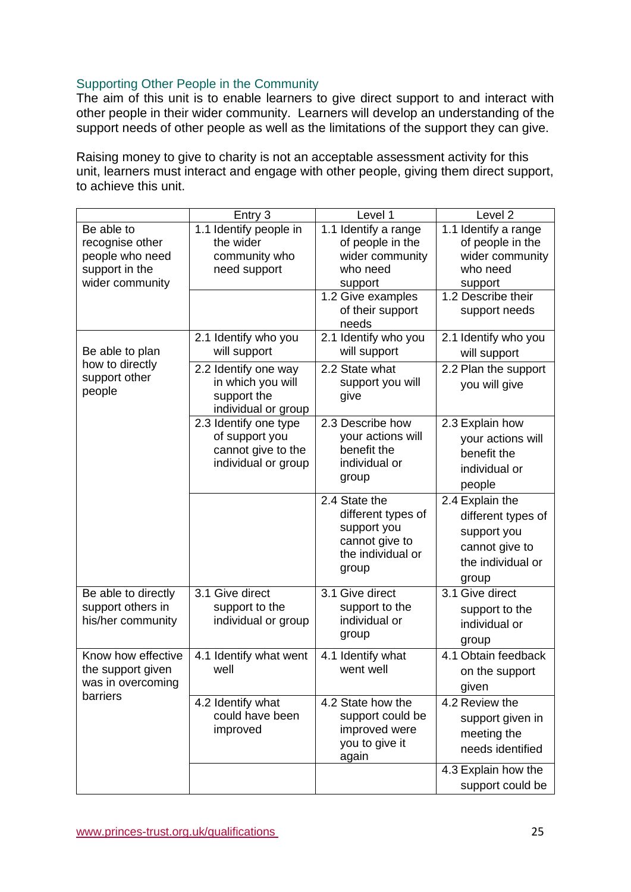## Supporting Other People in the Community

The aim of this unit is to enable learners to give direct support to and interact with other people in their wider community. Learners will develop an understanding of the support needs of other people as well as the limitations of the support they can give.

Raising money to give to charity is not an acceptable assessment activity for this unit, learners must interact and engage with other people, giving them direct support, to achieve this unit.

| | Entry 3 | Level 1 | Level 2 |
|---|---|---|---|
| Be able to recognise other people who need support in the wider community | 1.1 Identify people in the wider community who need support | 1.1 Identify a range of people in the wider community who need support | 1.1 Identify a range of people in the wider community who need support |
| | | 1.2 Give examples of their support needs | 1.2 Describe their support needs |
| Be able to plan how to directly support other people | 2.1 Identify who you will support | 2.1 Identify who you will support | 2.1 Identify who you will support |
| | 2.2 Identify one way in which you will support the individual or group | 2.2 State what support you will give | 2.2 Plan the support you will give |
| | 2.3 Identify one type of support you cannot give to the individual or group | 2.3 Describe how your actions will benefit the individual or group | 2.3 Explain how your actions will benefit the individual or people |
| | | 2.4 State the different types of support you cannot give to the individual or group | 2.4 Explain the different types of support you cannot give to the individual or group |
| Be able to directly support others in his/her community | 3.1 Give direct support to the individual or group | 3.1 Give direct support to the individual or group | 3.1 Give direct support to the individual or group |
| Know how effective the support given was in overcoming barriers | 4.1 Identify what went well | 4.1 Identify what went well | 4.1 Obtain feedback on the support given |
| | 4.2 Identify what could have been improved | 4.2 State how the support could be improved were you to give it again | 4.2 Review the support given in meeting the needs identified |
| | | | 4.3 Explain how the support could be |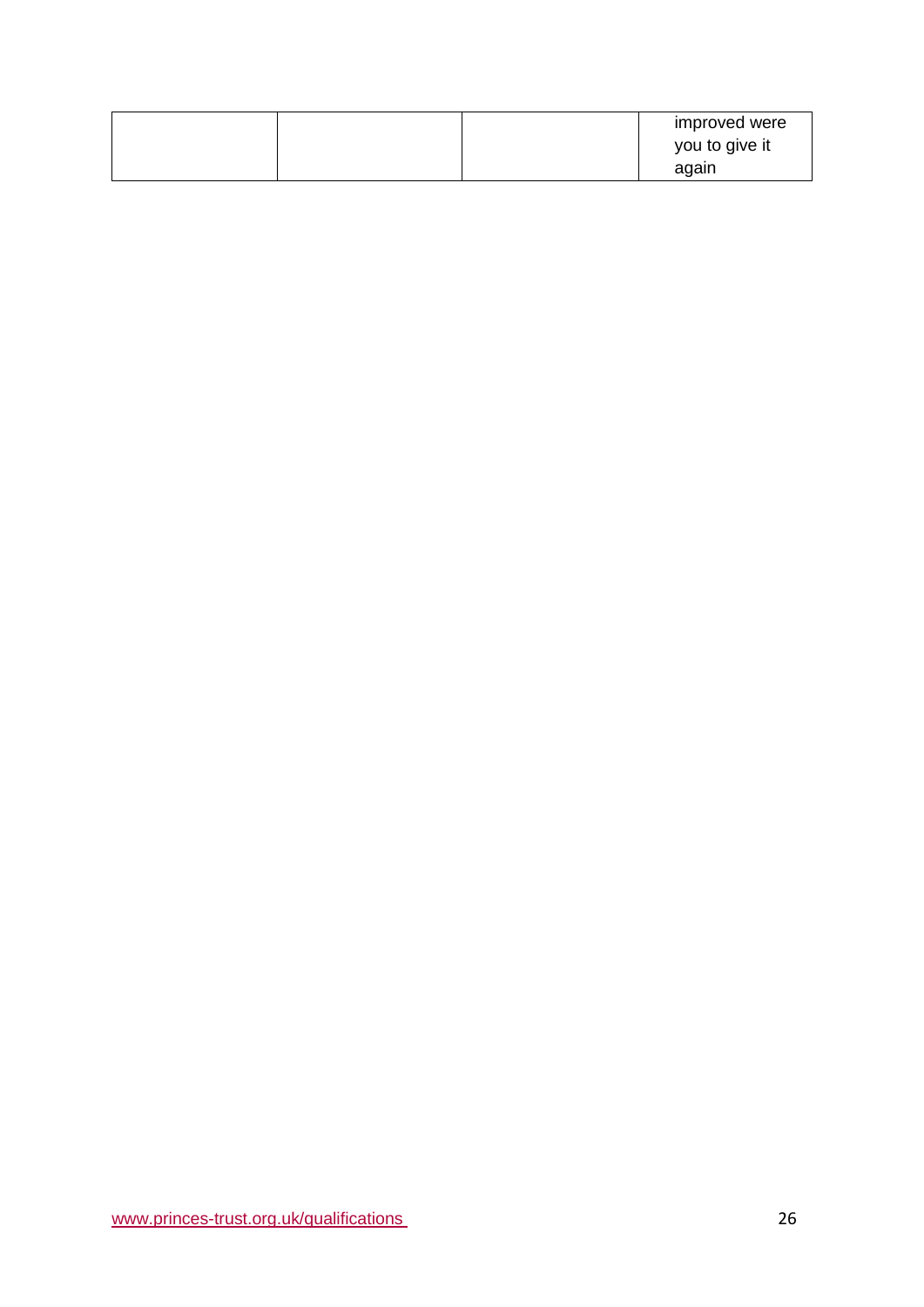| | | | improved were you to give it again |
|---|---|---|---|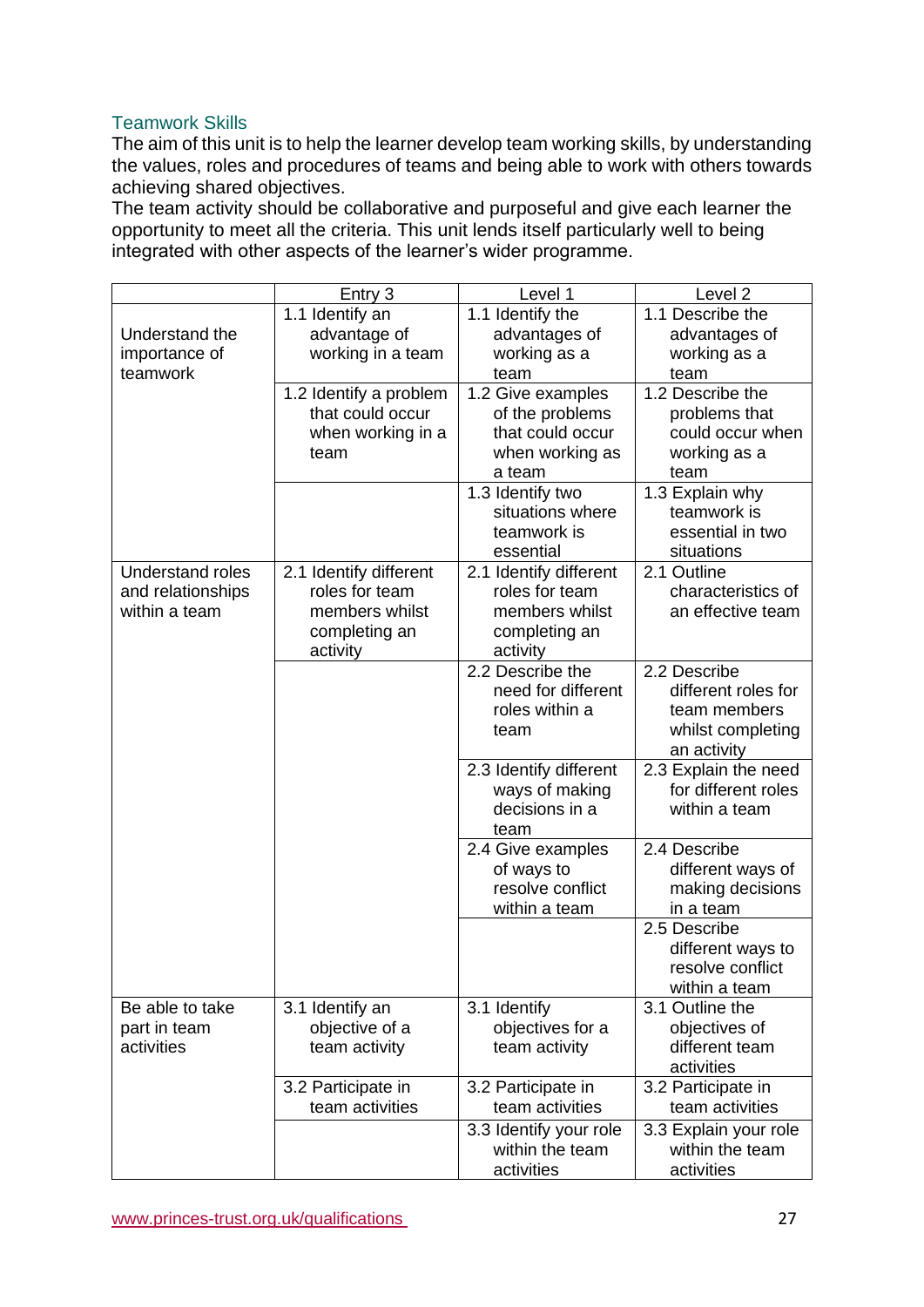## Teamwork Skills

The aim of this unit is to help the learner develop team working skills, by understanding the values, roles and procedures of teams and being able to work with others towards achieving shared objectives.

The team activity should be collaborative and purposeful and give each learner the opportunity to meet all the criteria. This unit lends itself particularly well to being integrated with other aspects of the learner's wider programme.

| | Entry 3 | Level 1 | Level 2 |
|---|---|---|---|
| Understand the importance of teamwork | 1.1 Identify an advantage of working in a team | 1.1 Identify the advantages of working as a team | 1.1 Describe the advantages of working as a team |
| | 1.2 Identify a problem that could occur when working in a team | 1.2 Give examples of the problems that could occur when working as a team | 1.2 Describe the problems that could occur when working as a team |
| | | 1.3 Identify two situations where teamwork is essential | 1.3 Explain why teamwork is essential in two situations |
| Understand roles and relationships within a team | 2.1 Identify different roles for team members whilst completing an activity | 2.1 Identify different roles for team members whilst completing an activity | 2.1 Outline characteristics of an effective team |
| | | 2.2 Describe the need for different roles within a team | 2.2 Describe different roles for team members whilst completing an activity |
| | | 2.3 Identify different ways of making decisions in a team | 2.3 Explain the need for different roles within a team |
| | | 2.4 Give examples of ways to resolve conflict within a team | 2.4 Describe different ways of making decisions in a team |
| | | | 2.5 Describe different ways to resolve conflict within a team |
| Be able to take part in team activities | 3.1 Identify an objective of a team activity | 3.1 Identify objectives for a team activity | 3.1 Outline the objectives of different team activities |
| | 3.2 Participate in team activities | 3.2 Participate in team activities | 3.2 Participate in team activities |
| | | 3.3 Identify your role within the team activities | 3.3 Explain your role within the team activities |

www.princes-trust.org.uk/qualifications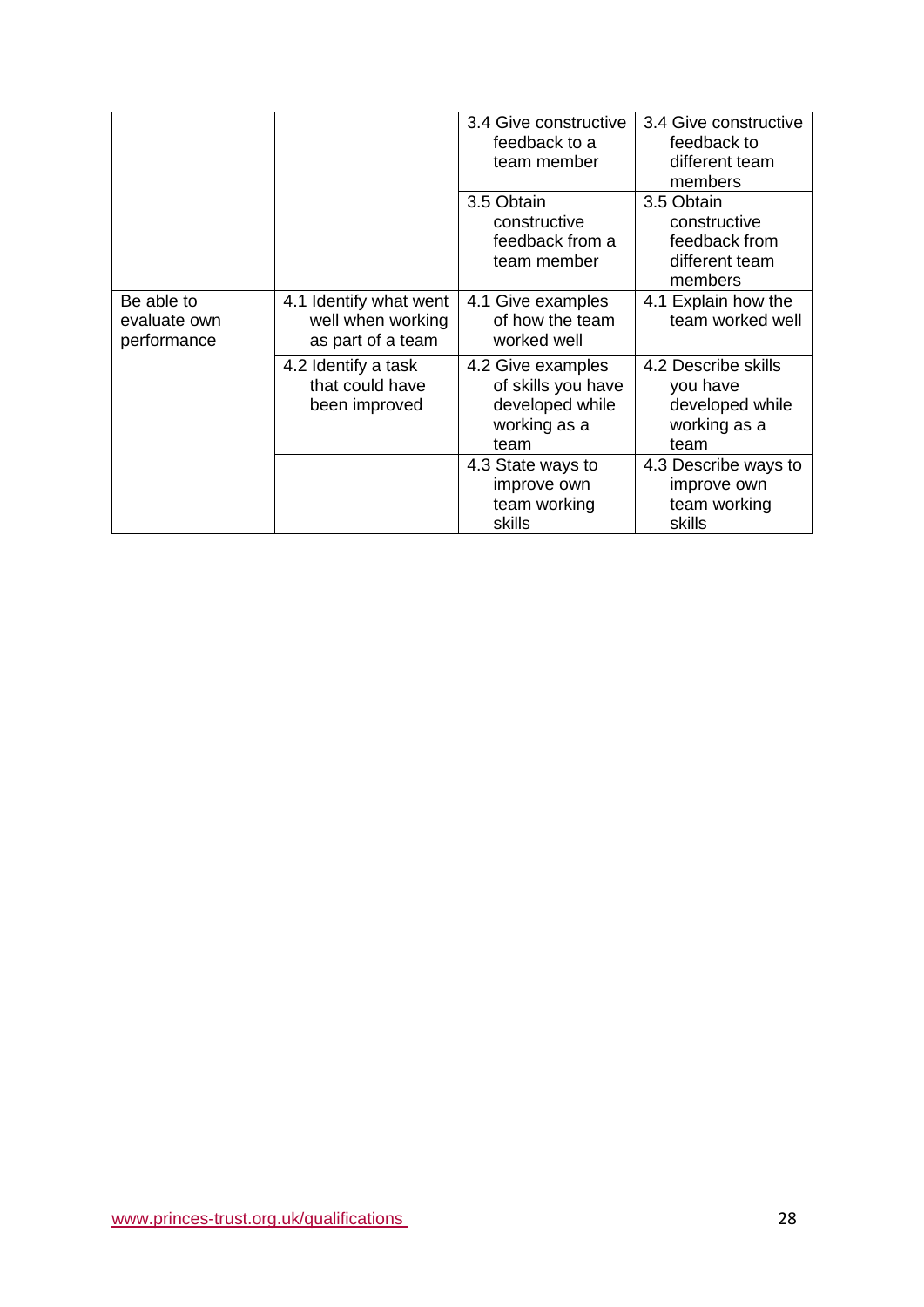| | | | |
|---|---|---|---|
| | | 3.4 Give constructive feedback to a team member | 3.4 Give constructive feedback to different team members |
| | | 3.5 Obtain constructive feedback from a team member | 3.5 Obtain constructive feedback from different team members |
| Be able to evaluate own performance | 4.1 Identify what went well when working as part of a team | 4.1 Give examples of how the team worked well | 4.1 Explain how the team worked well |
| | 4.2 Identify a task that could have been improved | 4.2 Give examples of skills you have developed while working as a team | 4.2 Describe skills you have developed while working as a team |
| | | 4.3 State ways to improve own team working skills | 4.3 Describe ways to improve own team working skills |

www.princes-trust.org.uk/qualifications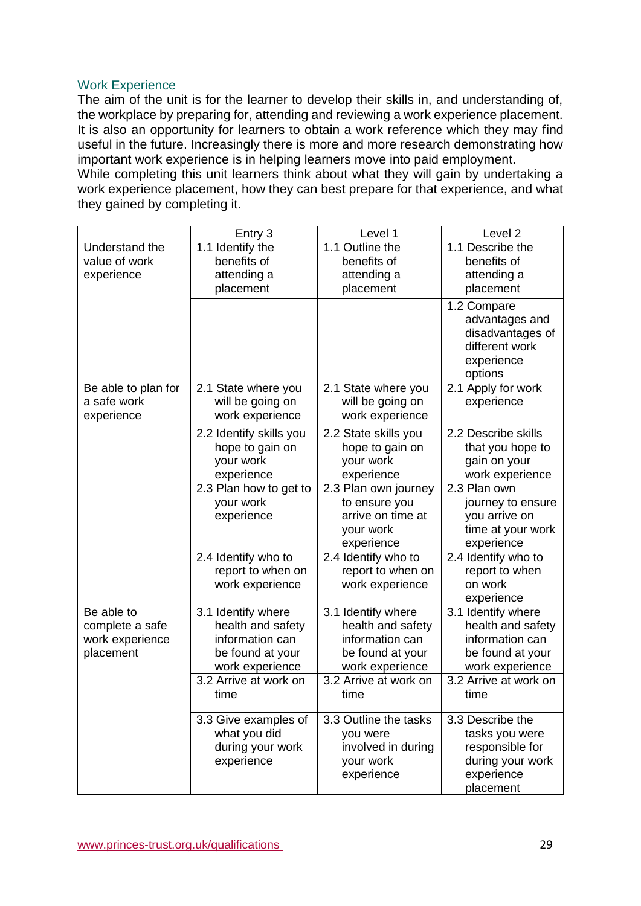## Work Experience

The aim of the unit is for the learner to develop their skills in, and understanding of, the workplace by preparing for, attending and reviewing a work experience placement. It is also an opportunity for learners to obtain a work reference which they may find useful in the future. Increasingly there is more and more research demonstrating how important work experience is in helping learners move into paid employment.

While completing this unit learners think about what they will gain by undertaking a work experience placement, how they can best prepare for that experience, and what they gained by completing it.

| | Entry 3 | Level 1 | Level 2 |
|---|---|---|---|
| Understand the value of work experience | 1.1 Identify the benefits of attending a placement | 1.1 Outline the benefits of attending a placement | 1.1 Describe the benefits of attending a placement |
| | | | 1.2 Compare advantages and disadvantages of different work experience options |
| Be able to plan for a safe work experience | 2.1 State where you will be going on work experience | 2.1 State where you will be going on work experience | 2.1 Apply for work experience |
| | 2.2 Identify skills you hope to gain on your work experience | 2.2 State skills you hope to gain on your work experience | 2.2 Describe skills that you hope to gain on your work experience |
| | 2.3 Plan how to get to your work experience | 2.3 Plan own journey to ensure you arrive on time at your work experience | 2.3 Plan own journey to ensure you arrive on time at your work experience |
| | 2.4 Identify who to report to when on work experience | 2.4 Identify who to report to when on work experience | 2.4 Identify who to report to when on work experience |
| Be able to complete a safe work experience placement | 3.1 Identify where health and safety information can be found at your work experience | 3.1 Identify where health and safety information can be found at your work experience | 3.1 Identify where health and safety information can be found at your work experience |
| | 3.2 Arrive at work on time | 3.2 Arrive at work on time | 3.2 Arrive at work on time |
| | 3.3 Give examples of what you did during your work experience | 3.3 Outline the tasks you were involved in during your work experience | 3.3 Describe the tasks you were responsible for during your work experience placement |

www.princes-trust.org.uk/qualifications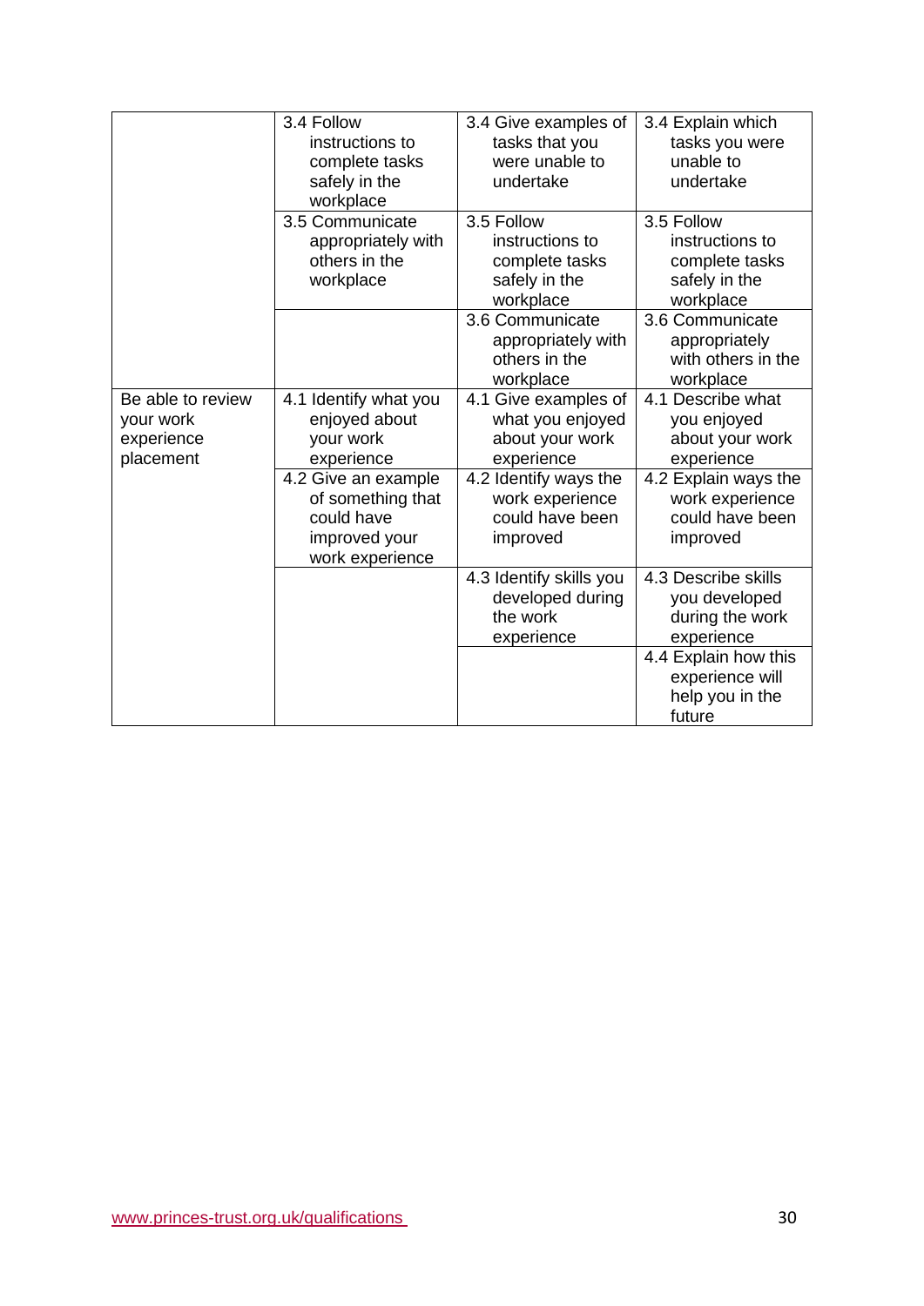| | | | |
|---|---|---|---|
| | 3.4 Follow instructions to complete tasks safely in the workplace | 3.4 Give examples of tasks that you were unable to undertake | 3.4 Explain which tasks you were unable to undertake |
| | 3.5 Communicate appropriately with others in the workplace | 3.5 Follow instructions to complete tasks safely in the workplace | 3.5 Follow instructions to complete tasks safely in the workplace |
| | | 3.6 Communicate appropriately with others in the workplace | 3.6 Communicate appropriately with others in the workplace |
| Be able to review your work experience placement | 4.1 Identify what you enjoyed about your work experience | 4.1 Give examples of what you enjoyed about your work experience | 4.1 Describe what you enjoyed about your work experience |
| | 4.2 Give an example of something that could have improved your work experience | 4.2 Identify ways the work experience could have been improved | 4.2 Explain ways the work experience could have been improved |
| | | 4.3 Identify skills you developed during the work experience | 4.3 Describe skills you developed during the work experience |
| | | | 4.4 Explain how this experience will help you in the future |

www.princes-trust.org.uk/qualifications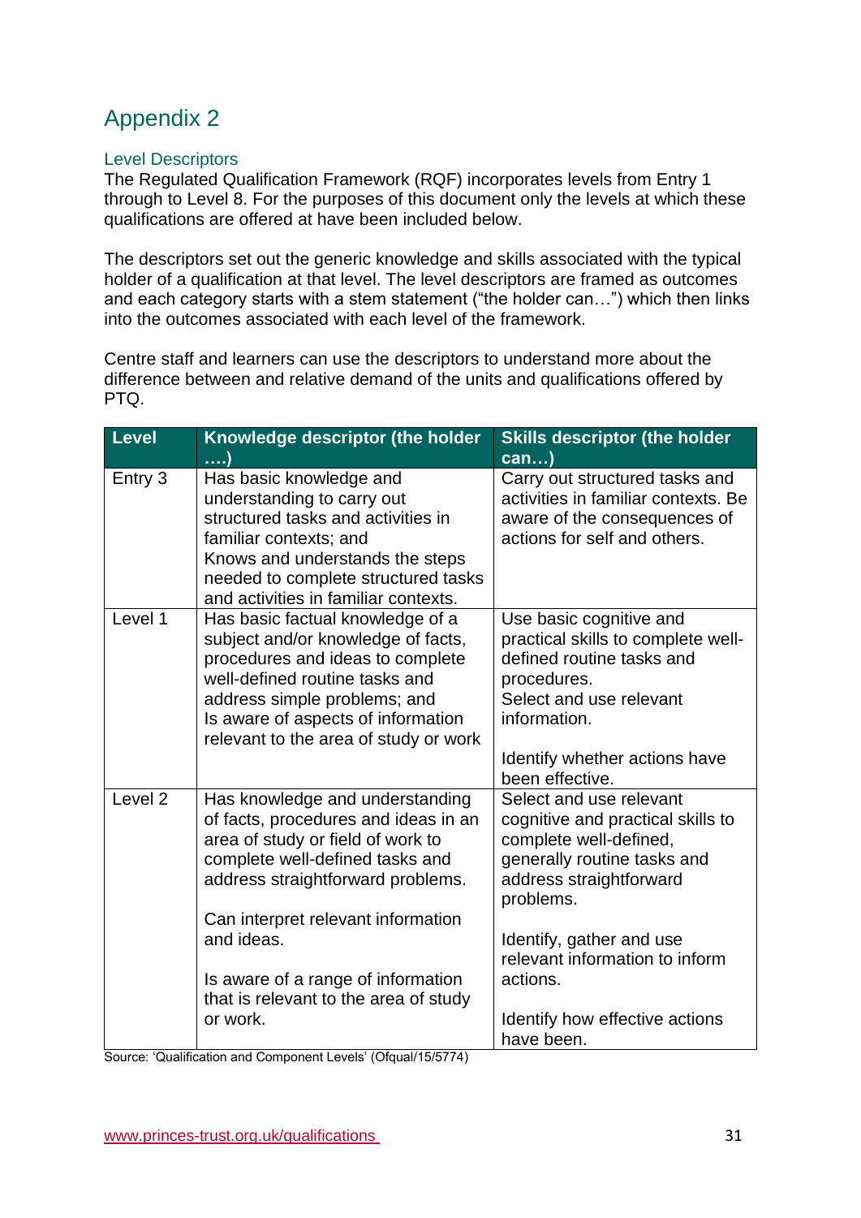# Appendix 2

## Level Descriptors

The Regulated Qualification Framework (RQF) incorporates levels from Entry 1 through to Level 8. For the purposes of this document only the levels at which these qualifications are offered at have been included below.

The descriptors set out the generic knowledge and skills associated with the typical holder of a qualification at that level. The descriptors are framed as outcomes and each category starts with a stem statement ("the holder can…") which then links into the outcomes associated with each level of the framework.

Centre staff and learners can use the descriptors to understand more about the difference between and relative demand of the units and qualifications offered by PTQ.

| Level | Knowledge descriptor (the holder ….) | Skills descriptor (the holder can…) |
|---|---|---|
| Entry 3 | Has basic knowledge and understanding to carry out structured tasks and activities in familiar contexts; and<br>Knows and understands the steps needed to complete structured tasks and activities in familiar contexts. | Carry out structured tasks and activities in familiar contexts. Be aware of the consequences of actions for self and others. |
| Level 1 | Has basic factual knowledge of a subject and/or knowledge of facts, procedures and ideas to complete well-defined routine tasks and address simple problems; and<br>Is aware of aspects of information relevant to the area of study or work | Use basic cognitive and practical skills to complete well-defined routine tasks and procedures.<br>Select and use relevant information.<br><br>Identify whether actions have been effective. |
| Level 2 | Has knowledge and understanding of facts, procedures and ideas in an area of study or field of work to complete well-defined tasks and address straightforward problems.<br><br>Can interpret relevant information and ideas.<br><br>Is aware of a range of information that is relevant to the area of study or work. | Select and use relevant cognitive and practical skills to complete well-defined, generally routine tasks and address straightforward problems.<br><br>Identify, gather and use relevant information to inform actions.<br><br>Identify how effective actions have been. |

Source: 'Qualification and Component Levels' (Ofqual/15/5774)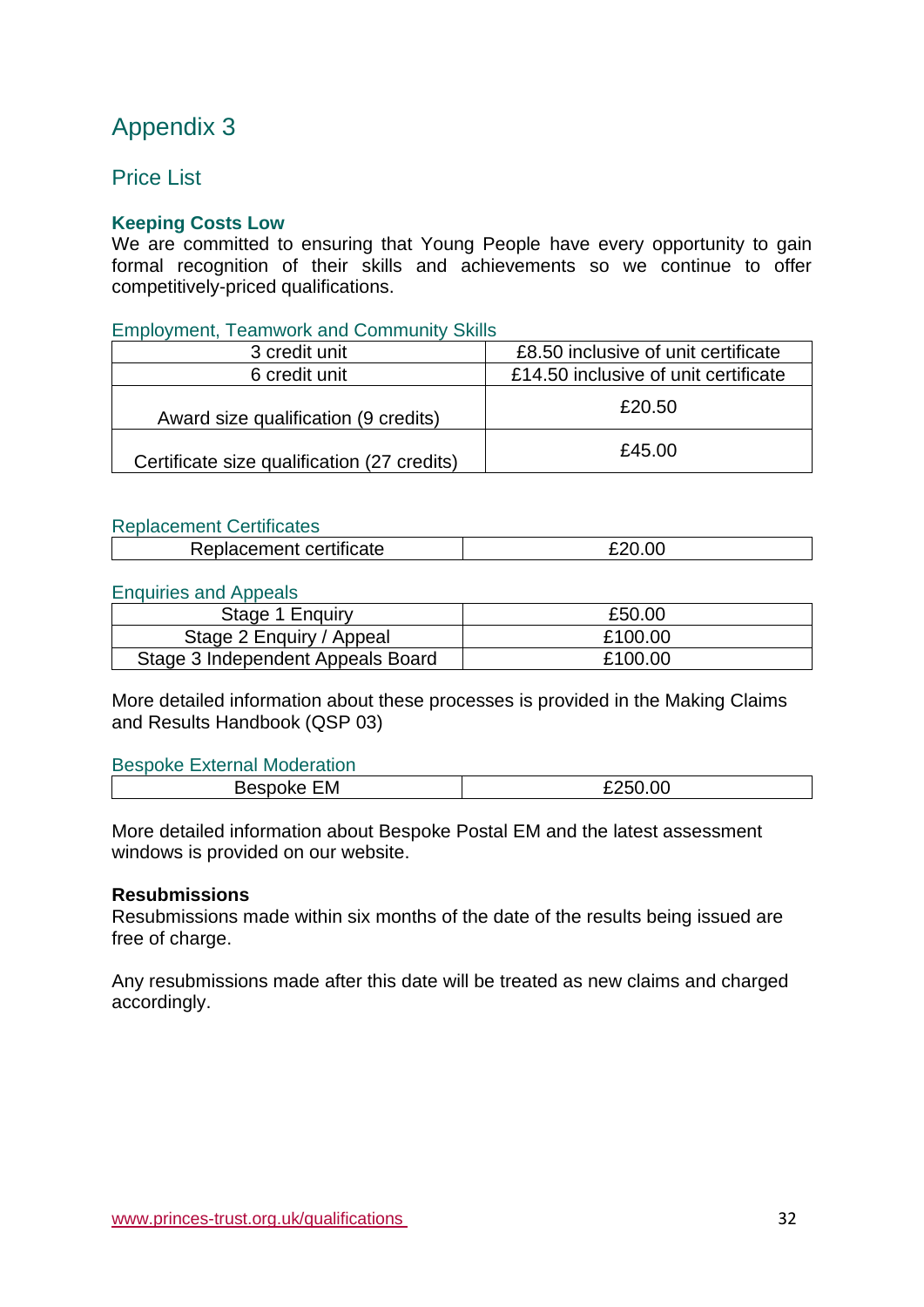# Appendix 3

## Price List

### Keeping Costs Low

We are committed to ensuring that Young People have every opportunity to gain formal recognition of their skills and achievements so we continue to offer competitively-priced qualifications.

#### Employment, Teamwork and Community Skills

| | |
|---|---|
| 3 credit unit | £8.50 inclusive of unit certificate |
| 6 credit unit | £14.50 inclusive of unit certificate |
| Award size qualification (9 credits) | £20.50 |
| Certificate size qualification (27 credits) | £45.00 |

#### Replacement Certificates

| | |
|---|---|
| Replacement certificate | £20.00 |

#### Enquiries and Appeals

| | |
|---|---|
| Stage 1 Enquiry | £50.00 |
| Stage 2 Enquiry / Appeal | £100.00 |
| Stage 3 Independent Appeals Board | £100.00 |

More detailed information about these processes is provided in the Making Claims and Results Handbook (QSP 03)

#### Bespoke External Moderation

| | |
|---|---|
| Bespoke EM | £250.00 |

More detailed information about Bespoke Postal EM and the latest assessment windows is provided on our website.

### Resubmissions

Resubmissions made within six months of the date of the results being issued are free of charge.

Any resubmissions made after this date will be treated as new claims and charged accordingly.